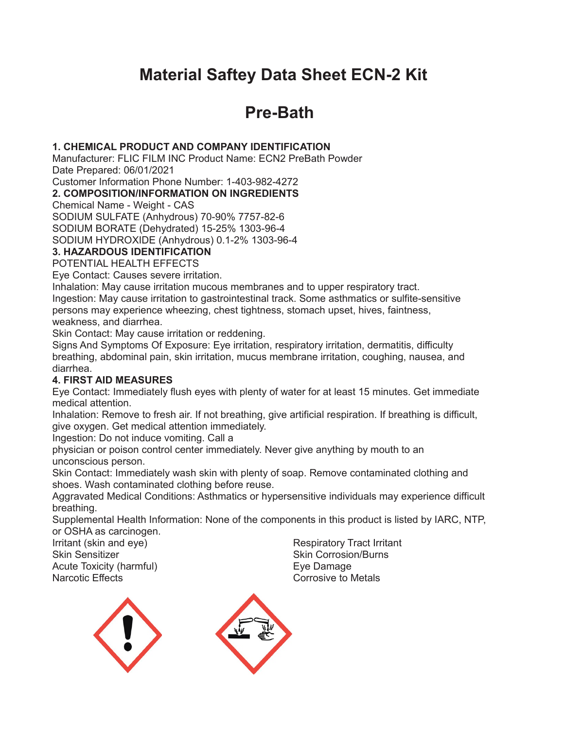# Material Saftey Data Sheet ECN-2 Kit

# Pre-Bath

**1. CHEMICAL PRODUCT AND COMPANY IDENTIFICATION**

Manufacturer: FLIC FILM INC Product Name: ECN2 PreBath Powder
Date Prepared: 06/01/2021
Customer Information Phone Number: 1-403-982-4272

**2. COMPOSITION/INFORMATION ON INGREDIENTS**

Chemical Name - Weight - CAS
SODIUM SULFATE (Anhydrous) 70-90% 7757-82-6
SODIUM BORATE (Dehydrated) 15-25% 1303-96-4
SODIUM HYDROXIDE (Anhydrous) 0.1-2% 1303-96-4

**3. HAZARDOUS IDENTIFICATION**

POTENTIAL HEALTH EFFECTS
Eye Contact: Causes severe irritation.
Inhalation: May cause irritation mucous membranes and to upper respiratory tract.
Ingestion: May cause irritation to gastrointestinal track. Some asthmatics or sulfite-sensitive persons may experience wheezing, chest tightness, stomach upset, hives, faintness, weakness, and diarrhea.
Skin Contact: May cause irritation or reddening.
Signs And Symptoms Of Exposure: Eye irritation, respiratory irritation, dermatitis, difficulty breathing, abdominal pain, skin irritation, mucus membrane irritation, coughing, nausea, and diarrhea.

**4. FIRST AID MEASURES**

Eye Contact: Immediately flush eyes with plenty of water for at least 15 minutes. Get immediate medical attention.
Inhalation: Remove to fresh air. If not breathing, give artificial respiration. If breathing is difficult, give oxygen. Get medical attention immediately.
Ingestion: Do not induce vomiting. Call a
physician or poison control center immediately. Never give anything by mouth to an unconscious person.
Skin Contact: Immediately wash skin with plenty of soap. Remove contaminated clothing and shoes. Wash contaminated clothing before reuse.
Aggravated Medical Conditions: Asthmatics or hypersensitive individuals may experience difficult breathing.
Supplemental Health Information: None of the components in this product is listed by IARC, NTP, or OSHA as carcinogen.

Irritant (skin and eye)
Skin Sensitizer
Acute Toxicity (harmful)
Narcotic Effects
Respiratory Tract Irritant
Skin Corrosion/Burns
Eye Damage
Corrosive to Metals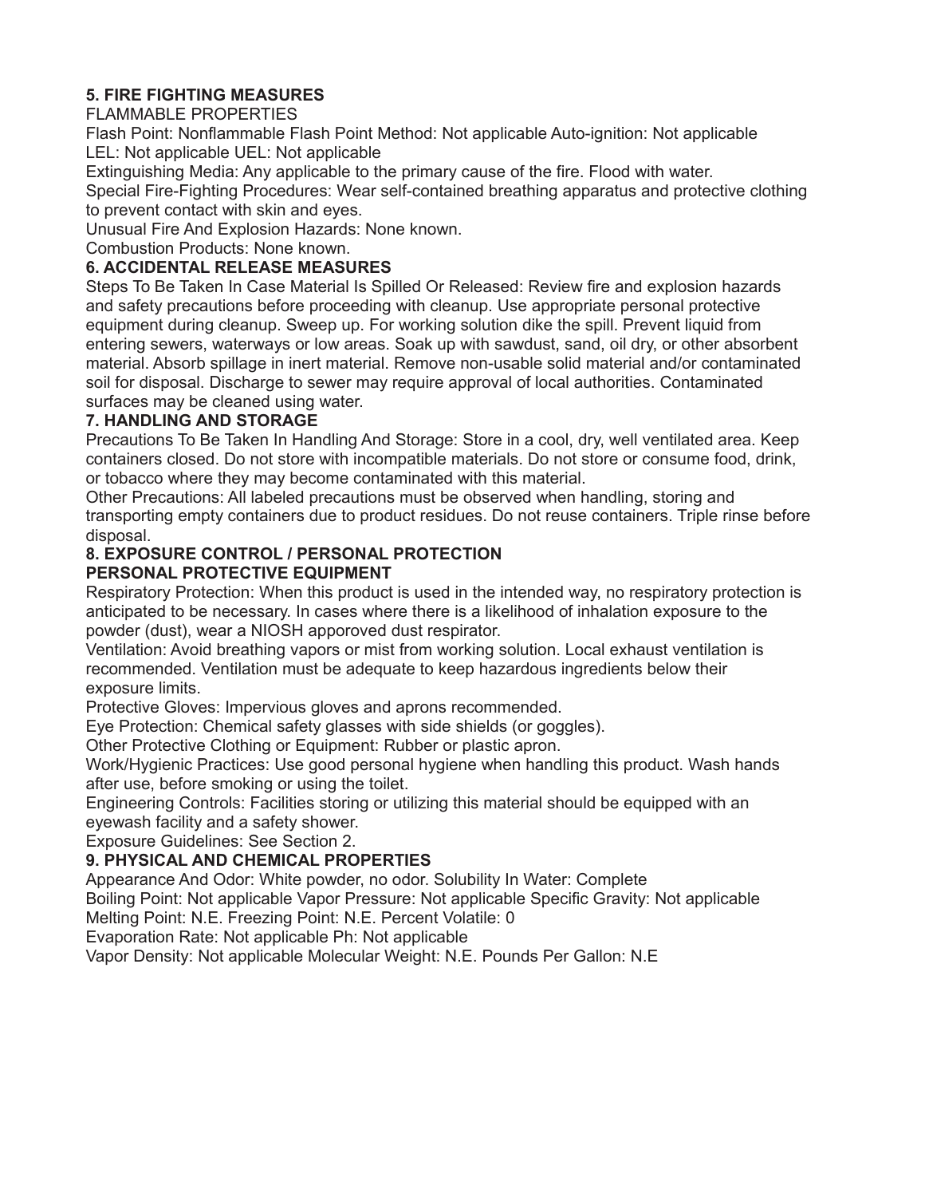## 5. FIRE FIGHTING MEASURES

FLAMMABLE PROPERTIES

Flash Point: Nonflammable Flash Point Method: Not applicable Auto-ignition: Not applicable
LEL: Not applicable UEL: Not applicable

Extinguishing Media: Any applicable to the primary cause of the fire. Flood with water.

Special Fire-Fighting Procedures: Wear self-contained breathing apparatus and protective clothing to prevent contact with skin and eyes.

Unusual Fire And Explosion Hazards: None known.

Combustion Products: None known.

## 6. ACCIDENTAL RELEASE MEASURES

Steps To Be Taken In Case Material Is Spilled Or Released: Review fire and explosion hazards and safety precautions before proceeding with cleanup. Use appropriate personal protective equipment during cleanup. Sweep up. For working solution dike the spill. Prevent liquid from entering sewers, waterways or low areas. Soak up with sawdust, sand, oil dry, or other absorbent material. Absorb spillage in inert material. Remove non-usable solid material and/or contaminated soil for disposal. Discharge to sewer may require approval of local authorities. Contaminated surfaces may be cleaned using water.

## 7. HANDLING AND STORAGE

Precautions To Be Taken In Handling And Storage: Store in a cool, dry, well ventilated area. Keep containers closed. Do not store with incompatible materials. Do not store or consume food, drink, or tobacco where they may become contaminated with this material.

Other Precautions: All labeled precautions must be observed when handling, storing and transporting empty containers due to product residues. Do not reuse containers. Triple rinse before disposal.

## 8. EXPOSURE CONTROL / PERSONAL PROTECTION

### PERSONAL PROTECTIVE EQUIPMENT

Respiratory Protection: When this product is used in the intended way, no respiratory protection is anticipated to be necessary. In cases where there is a likelihood of inhalation exposure to the powder (dust), wear a NIOSH apporoved dust respirator.

Ventilation: Avoid breathing vapors or mist from working solution. Local exhaust ventilation is recommended. Ventilation must be adequate to keep hazardous ingredients below their exposure limits.

Protective Gloves: Impervious gloves and aprons recommended.

Eye Protection: Chemical safety glasses with side shields (or goggles).

Other Protective Clothing or Equipment: Rubber or plastic apron.

Work/Hygienic Practices: Use good personal hygiene when handling this product. Wash hands after use, before smoking or using the toilet.

Engineering Controls: Facilities storing or utilizing this material should be equipped with an eyewash facility and a safety shower.

Exposure Guidelines: See Section 2.

## 9. PHYSICAL AND CHEMICAL PROPERTIES

Appearance And Odor: White powder, no odor. Solubility In Water: Complete
Boiling Point: Not applicable Vapor Pressure: Not applicable Specific Gravity: Not applicable
Melting Point: N.E. Freezing Point: N.E. Percent Volatile: 0
Evaporation Rate: Not applicable Ph: Not applicable
Vapor Density: Not applicable Molecular Weight: N.E. Pounds Per Gallon: N.E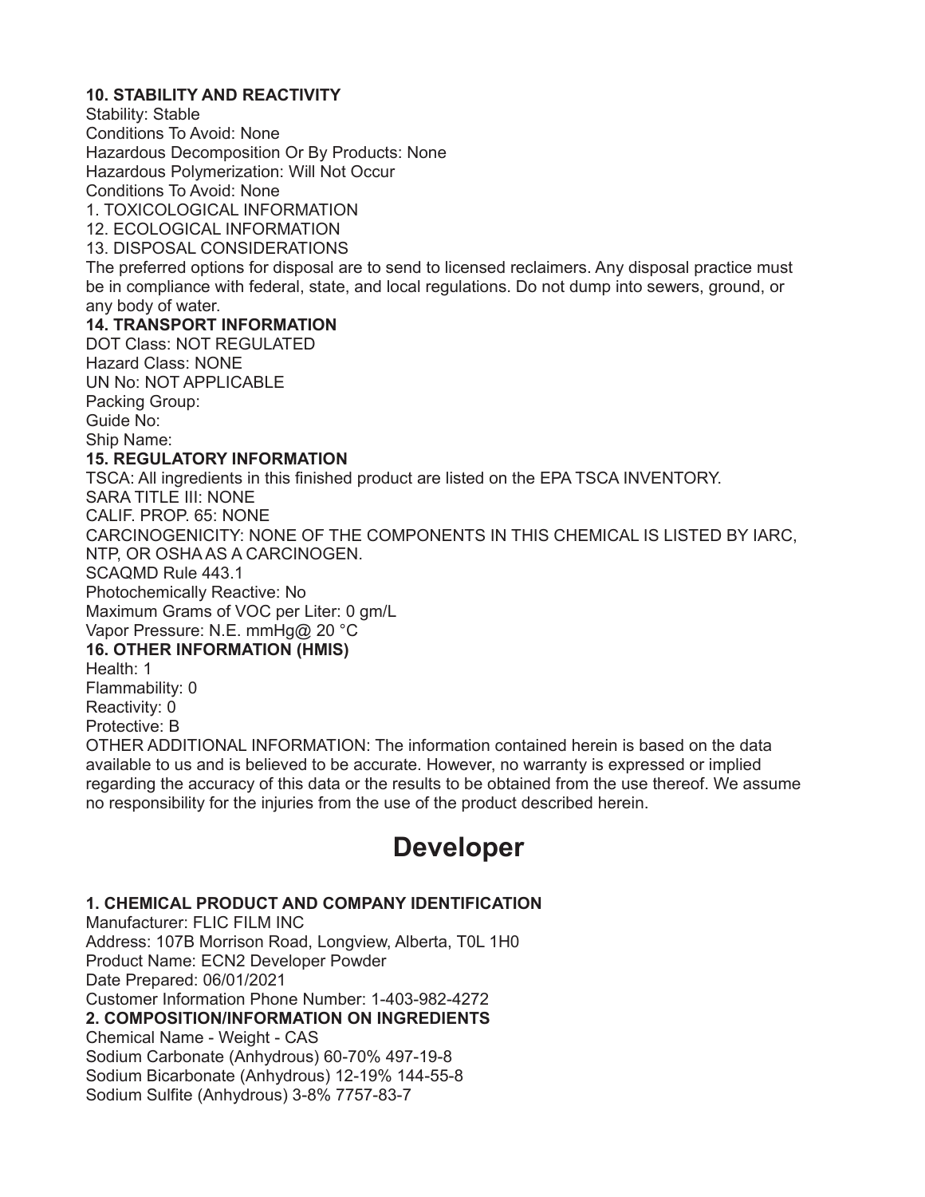**10. STABILITY AND REACTIVITY**

Stability: Stable
Conditions To Avoid: None
Hazardous Decomposition Or By Products: None
Hazardous Polymerization: Will Not Occur
Conditions To Avoid: None
1. TOXICOLOGICAL INFORMATION
12. ECOLOGICAL INFORMATION
13. DISPOSAL CONSIDERATIONS
The preferred options for disposal are to send to licensed reclaimers. Any disposal practice must be in compliance with federal, state, and local regulations. Do not dump into sewers, ground, or any body of water.

**14. TRANSPORT INFORMATION**

DOT Class: NOT REGULATED
Hazard Class: NONE
UN No: NOT APPLICABLE
Packing Group:
Guide No:
Ship Name:

**15. REGULATORY INFORMATION**

TSCA: All ingredients in this finished product are listed on the EPA TSCA INVENTORY.
SARA TITLE III: NONE
CALIF. PROP. 65: NONE
CARCINOGENICITY: NONE OF THE COMPONENTS IN THIS CHEMICAL IS LISTED BY IARC, NTP, OR OSHA AS A CARCINOGEN.
SCAQMD Rule 443.1
Photochemically Reactive: No
Maximum Grams of VOC per Liter: 0 gm/L
Vapor Pressure: N.E. mmHg@ 20 °C

**16. OTHER INFORMATION (HMIS)**

Health: 1
Flammability: 0
Reactivity: 0
Protective: B
OTHER ADDITIONAL INFORMATION: The information contained herein is based on the data available to us and is believed to be accurate. However, no warranty is expressed or implied regarding the accuracy of this data or the results to be obtained from the use thereof. We assume no responsibility for the injuries from the use of the product described herein.

# Developer

**1. CHEMICAL PRODUCT AND COMPANY IDENTIFICATION**

Manufacturer: FLIC FILM INC
Address: 107B Morrison Road, Longview, Alberta, T0L 1H0
Product Name: ECN2 Developer Powder
Date Prepared: 06/01/2021
Customer Information Phone Number: 1-403-982-4272

**2. COMPOSITION/INFORMATION ON INGREDIENTS**

Chemical Name - Weight - CAS
Sodium Carbonate (Anhydrous) 60-70% 497-19-8
Sodium Bicarbonate (Anhydrous) 12-19% 144-55-8
Sodium Sulfite (Anhydrous) 3-8% 7757-83-7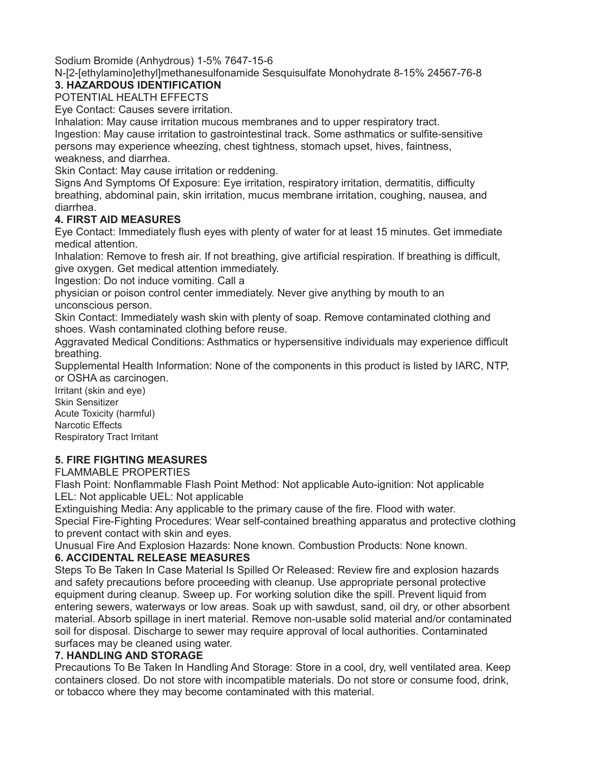Sodium Bromide (Anhydrous) 1-5% 7647-15-6

N-[2-[ethylamino]ethyl]methanesulfonamide Sesquisulfate Monohydrate 8-15% 24567-76-8

## 3. HAZARDOUS IDENTIFICATION

POTENTIAL HEALTH EFFECTS

Eye Contact: Causes severe irritation.

Inhalation: May cause irritation mucous membranes and to upper respiratory tract.

Ingestion: May cause irritation to gastrointestinal track. Some asthmatics or sulfite-sensitive persons may experience wheezing, chest tightness, stomach upset, hives, faintness, weakness, and diarrhea.

Skin Contact: May cause irritation or reddening.

Signs And Symptoms Of Exposure: Eye irritation, respiratory irritation, dermatitis, difficulty breathing, abdominal pain, skin irritation, mucus membrane irritation, coughing, nausea, and diarrhea.

## 4. FIRST AID MEASURES

Eye Contact: Immediately flush eyes with plenty of water for at least 15 minutes. Get immediate medical attention.

Inhalation: Remove to fresh air. If not breathing, give artificial respiration. If breathing is difficult, give oxygen. Get medical attention immediately.

Ingestion: Do not induce vomiting. Call a physician or poison control center immediately. Never give anything by mouth to an unconscious person.

Skin Contact: Immediately wash skin with plenty of soap. Remove contaminated clothing and shoes. Wash contaminated clothing before reuse.

Aggravated Medical Conditions: Asthmatics or hypersensitive individuals may experience difficult breathing.

Supplemental Health Information: None of the components in this product is listed by IARC, NTP, or OSHA as carcinogen.

Irritant (skin and eye)

Skin Sensitizer

Acute Toxicity (harmful)

Narcotic Effects

Respiratory Tract Irritant

## 5. FIRE FIGHTING MEASURES

FLAMMABLE PROPERTIES

Flash Point: Nonflammable Flash Point Method: Not applicable Auto-ignition: Not applicable

LEL: Not applicable UEL: Not applicable

Extinguishing Media: Any applicable to the primary cause of the fire. Flood with water.

Special Fire-Fighting Procedures: Wear self-contained breathing apparatus and protective clothing to prevent contact with skin and eyes.

Unusual Fire And Explosion Hazards: None known. Combustion Products: None known.

## 6. ACCIDENTAL RELEASE MEASURES

Steps To Be Taken In Case Material Is Spilled Or Released: Review fire and explosion hazards and safety precautions before proceeding with cleanup. Use appropriate personal protective equipment during cleanup. Sweep up. For working solution dike the spill. Prevent liquid from entering sewers, waterways or low areas. Soak up with sawdust, sand, oil dry, or other absorbent material. Absorb spillage in inert material. Remove non-usable solid material and/or contaminated soil for disposal. Discharge to sewer may require approval of local authorities. Contaminated surfaces may be cleaned using water.

## 7. HANDLING AND STORAGE

Precautions To Be Taken In Handling And Storage: Store in a cool, dry, well ventilated area. Keep containers closed. Do not store with incompatible materials. Do not store or consume food, drink, or tobacco where they may become contaminated with this material.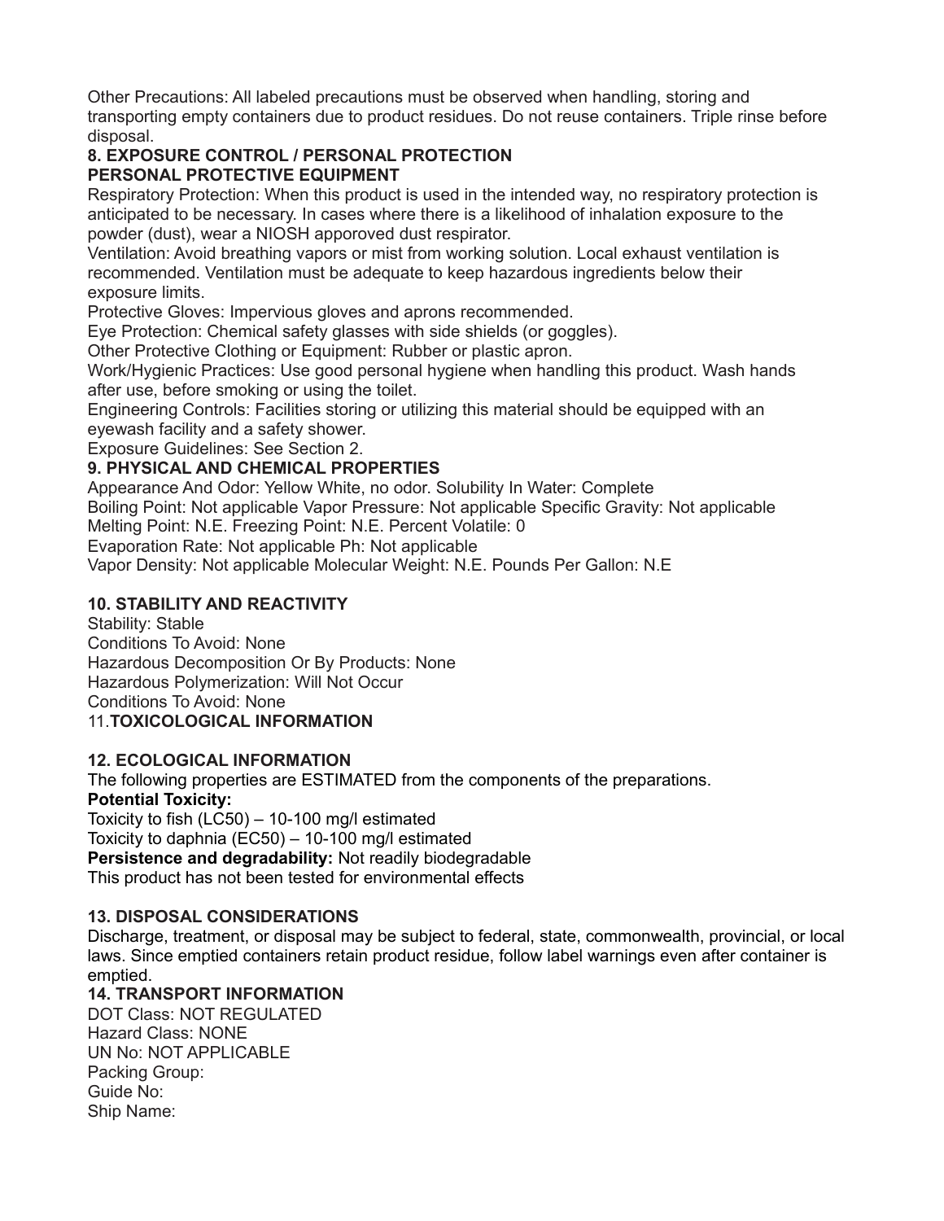Other Precautions: All labeled precautions must be observed when handling, storing and transporting empty containers due to product residues. Do not reuse containers. Triple rinse before disposal.

## 8. EXPOSURE CONTROL / PERSONAL PROTECTION

### PERSONAL PROTECTIVE EQUIPMENT

Respiratory Protection: When this product is used in the intended way, no respiratory protection is anticipated to be necessary. In cases where there is a likelihood of inhalation exposure to the powder (dust), wear a NIOSH apporoved dust respirator.

Ventilation: Avoid breathing vapors or mist from working solution. Local exhaust ventilation is recommended. Ventilation must be adequate to keep hazardous ingredients below their exposure limits.

Protective Gloves: Impervious gloves and aprons recommended.

Eye Protection: Chemical safety glasses with side shields (or goggles).

Other Protective Clothing or Equipment: Rubber or plastic apron.

Work/Hygienic Practices: Use good personal hygiene when handling this product. Wash hands after use, before smoking or using the toilet.

Engineering Controls: Facilities storing or utilizing this material should be equipped with an eyewash facility and a safety shower.

Exposure Guidelines: See Section 2.

## 9. PHYSICAL AND CHEMICAL PROPERTIES

Appearance And Odor: Yellow White, no odor. Solubility In Water: Complete
Boiling Point: Not applicable Vapor Pressure: Not applicable Specific Gravity: Not applicable
Melting Point: N.E. Freezing Point: N.E. Percent Volatile: 0
Evaporation Rate: Not applicable Ph: Not applicable
Vapor Density: Not applicable Molecular Weight: N.E. Pounds Per Gallon: N.E

## 10. STABILITY AND REACTIVITY

Stability: Stable
Conditions To Avoid: None
Hazardous Decomposition Or By Products: None
Hazardous Polymerization: Will Not Occur
Conditions To Avoid: None

## 11.TOXICOLOGICAL INFORMATION

## 12. ECOLOGICAL INFORMATION

The following properties are ESTIMATED from the components of the preparations.

**Potential Toxicity:**

Toxicity to fish (LC50) – 10-100 mg/l estimated
Toxicity to daphnia (EC50) – 10-100 mg/l estimated

**Persistence and degradability:** Not readily biodegradable

This product has not been tested for environmental effects

## 13. DISPOSAL CONSIDERATIONS

Discharge, treatment, or disposal may be subject to federal, state, commonwealth, provincial, or local laws. Since emptied containers retain product residue, follow label warnings even after container is emptied.

## 14. TRANSPORT INFORMATION

DOT Class: NOT REGULATED
Hazard Class: NONE
UN No: NOT APPLICABLE
Packing Group:
Guide No:
Ship Name: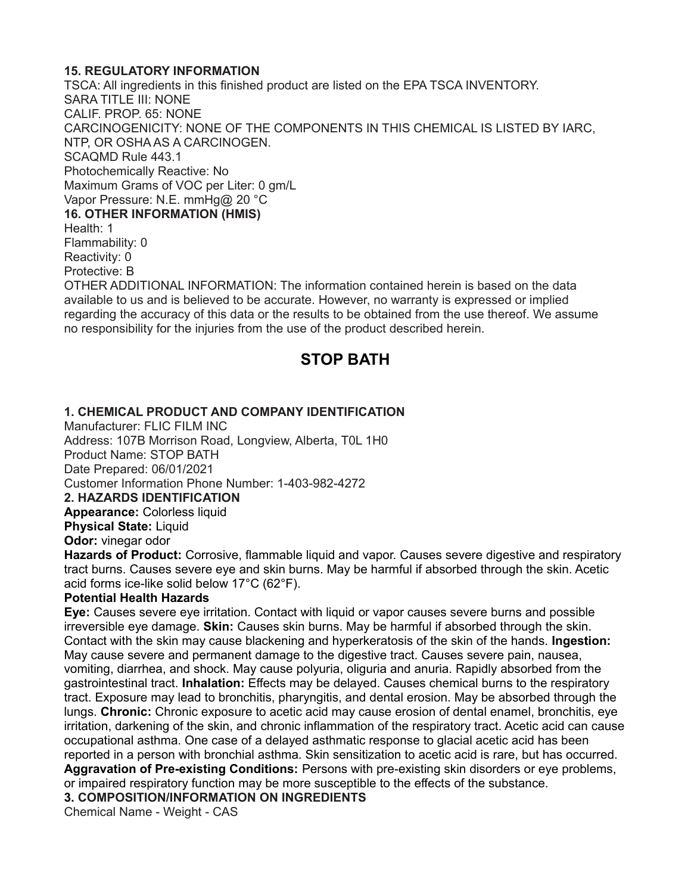**15. REGULATORY INFORMATION**

TSCA: All ingredients in this finished product are listed on the EPA TSCA INVENTORY.
SARA TITLE III: NONE
CALIF. PROP. 65: NONE
CARCINOGENICITY: NONE OF THE COMPONENTS IN THIS CHEMICAL IS LISTED BY IARC, NTP, OR OSHA AS A CARCINOGEN.
SCAQMD Rule 443.1
Photochemically Reactive: No
Maximum Grams of VOC per Liter: 0 gm/L
Vapor Pressure: N.E. mmHg@ 20 °C

**16. OTHER INFORMATION (HMIS)**

Health: 1
Flammability: 0
Reactivity: 0
Protective: B
OTHER ADDITIONAL INFORMATION: The information contained herein is based on the data available to us and is believed to be accurate. However, no warranty is expressed or implied regarding the accuracy of this data or the results to be obtained from the use thereof. We assume no responsibility for the injuries from the use of the product described herein.

# STOP BATH

**1. CHEMICAL PRODUCT AND COMPANY IDENTIFICATION**

Manufacturer: FLIC FILM INC
Address: 107B Morrison Road, Longview, Alberta, T0L 1H0
Product Name: STOP BATH
Date Prepared: 06/01/2021
Customer Information Phone Number: 1-403-982-4272

**2. HAZARDS IDENTIFICATION**

**Appearance:** Colorless liquid
**Physical State:** Liquid
**Odor:** vinegar odor
**Hazards of Product:** Corrosive, flammable liquid and vapor. Causes severe digestive and respiratory tract burns. Causes severe eye and skin burns. May be harmful if absorbed through the skin. Acetic acid forms ice-like solid below 17°C (62°F).

**Potential Health Hazards**

**Eye:** Causes severe eye irritation. Contact with liquid or vapor causes severe burns and possible irreversible eye damage. **Skin:** Causes skin burns. May be harmful if absorbed through the skin. Contact with the skin may cause blackening and hyperkeratosis of the skin of the hands. **Ingestion:** May cause severe and permanent damage to the digestive tract. Causes severe pain, nausea, vomiting, diarrhea, and shock. May cause polyuria, oliguria and anuria. Rapidly absorbed from the gastrointestinal tract. **Inhalation:** Effects may be delayed. Causes chemical burns to the respiratory tract. Exposure may lead to bronchitis, pharyngitis, and dental erosion. May be absorbed through the lungs. **Chronic:** Chronic exposure to acetic acid may cause erosion of dental enamel, bronchitis, eye irritation, darkening of the skin, and chronic inflammation of the respiratory tract. Acetic acid can cause occupational asthma. One case of a delayed asthmatic response to glacial acetic acid has been reported in a person with bronchial asthma. Skin sensitization to acetic acid is rare, but has occurred.
**Aggravation of Pre-existing Conditions:** Persons with pre-existing skin disorders or eye problems, or impaired respiratory function may be more susceptible to the effects of the substance.

**3. COMPOSITION/INFORMATION ON INGREDIENTS**

Chemical Name - Weight - CAS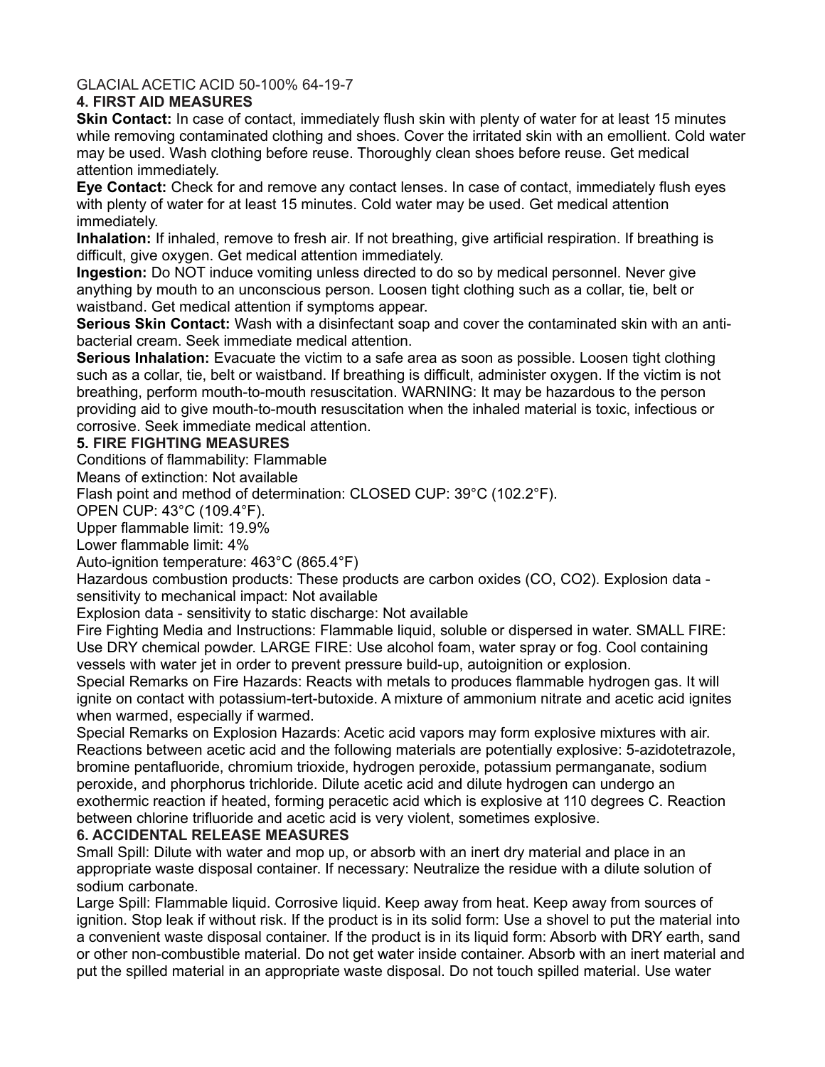GLACIAL ACETIC ACID 50-100% 64-19-7

## 4. FIRST AID MEASURES

**Skin Contact:** In case of contact, immediately flush skin with plenty of water for at least 15 minutes while removing contaminated clothing and shoes. Cover the irritated skin with an emollient. Cold water may be used. Wash clothing before reuse. Thoroughly clean shoes before reuse. Get medical attention immediately.

**Eye Contact:** Check for and remove any contact lenses. In case of contact, immediately flush eyes with plenty of water for at least 15 minutes. Cold water may be used. Get medical attention immediately.

**Inhalation:** If inhaled, remove to fresh air. If not breathing, give artificial respiration. If breathing is difficult, give oxygen. Get medical attention immediately.

**Ingestion:** Do NOT induce vomiting unless directed to do so by medical personnel. Never give anything by mouth to an unconscious person. Loosen tight clothing such as a collar, tie, belt or waistband. Get medical attention if symptoms appear.

**Serious Skin Contact:** Wash with a disinfectant soap and cover the contaminated skin with an anti-bacterial cream. Seek immediate medical attention.

**Serious Inhalation:** Evacuate the victim to a safe area as soon as possible. Loosen tight clothing such as a collar, tie, belt or waistband. If breathing is difficult, administer oxygen. If the victim is not breathing, perform mouth-to-mouth resuscitation. WARNING: It may be hazardous to the person providing aid to give mouth-to-mouth resuscitation when the inhaled material is toxic, infectious or corrosive. Seek immediate medical attention.

## 5. FIRE FIGHTING MEASURES

Conditions of flammability: Flammable

Means of extinction: Not available

Flash point and method of determination: CLOSED CUP: 39°C (102.2°F).

OPEN CUP: 43°C (109.4°F).

Upper flammable limit: 19.9%

Lower flammable limit: 4%

Auto-ignition temperature: 463°C (865.4°F)

Hazardous combustion products: These products are carbon oxides (CO, $CO_2$). Explosion data - sensitivity to mechanical impact: Not available

Explosion data - sensitivity to static discharge: Not available

Fire Fighting Media and Instructions: Flammable liquid, soluble or dispersed in water. SMALL FIRE: Use DRY chemical powder. LARGE FIRE: Use alcohol foam, water spray or fog. Cool containing vessels with water jet in order to prevent pressure build-up, autoignition or explosion.

Special Remarks on Fire Hazards: Reacts with metals to produces flammable hydrogen gas. It will ignite on contact with potassium-tert-butoxide. A mixture of ammonium nitrate and acetic acid ignites when warmed, especially if warmed.

Special Remarks on Explosion Hazards: Acetic acid vapors may form explosive mixtures with air. Reactions between acetic acid and the following materials are potentially explosive: 5-azidotetrazole, bromine pentafluoride, chromium trioxide, hydrogen peroxide, potassium permanganate, sodium peroxide, and phorphorus trichloride. Dilute acetic acid and dilute hydrogen can undergo an exothermic reaction if heated, forming peracetic acid which is explosive at 110 degrees C. Reaction between chlorine trifluoride and acetic acid is very violent, sometimes explosive.

## 6. ACCIDENTAL RELEASE MEASURES

Small Spill: Dilute with water and mop up, or absorb with an inert dry material and place in an appropriate waste disposal container. If necessary: Neutralize the residue with a dilute solution of sodium carbonate.

Large Spill: Flammable liquid. Corrosive liquid. Keep away from heat. Keep away from sources of ignition. Stop leak if without risk. If the product is in its solid form: Use a shovel to put the material into a convenient waste disposal container. If the product is in its liquid form: Absorb with DRY earth, sand or other non-combustible material. Do not get water inside container. Absorb with an inert material and put the spilled material in an appropriate waste disposal. Do not touch spilled material. Use water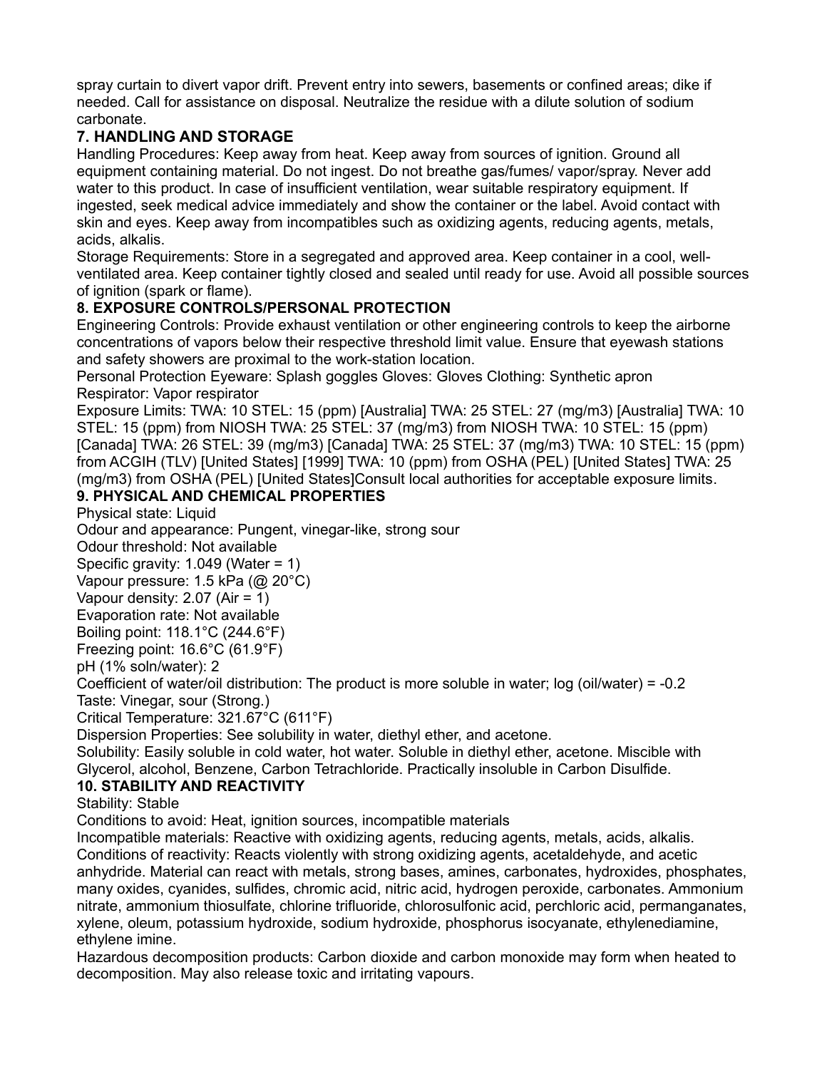spray curtain to divert vapor drift. Prevent entry into sewers, basements or confined areas; dike if needed. Call for assistance on disposal. Neutralize the residue with a dilute solution of sodium carbonate.

## 7. HANDLING AND STORAGE

Handling Procedures: Keep away from heat. Keep away from sources of ignition. Ground all equipment containing material. Do not ingest. Do not breathe gas/fumes/ vapor/spray. Never add water to this product. In case of insufficient ventilation, wear suitable respiratory equipment. If ingested, seek medical advice immediately and show the container or the label. Avoid contact with skin and eyes. Keep away from incompatibles such as oxidizing agents, reducing agents, metals, acids, alkalis.

Storage Requirements: Store in a segregated and approved area. Keep container in a cool, well-ventilated area. Keep container tightly closed and sealed until ready for use. Avoid all possible sources of ignition (spark or flame).

## 8. EXPOSURE CONTROLS/PERSONAL PROTECTION

Engineering Controls: Provide exhaust ventilation or other engineering controls to keep the airborne concentrations of vapors below their respective threshold limit value. Ensure that eyewash stations and safety showers are proximal to the work-station location.

Personal Protection Eyeware: Splash goggles Gloves: Gloves Clothing: Synthetic apron Respirator: Vapor respirator

Exposure Limits: TWA: 10 STEL: 15 (ppm) [Australia] TWA: 25 STEL: 27 (mg/m3) [Australia] TWA: 10 STEL: 15 (ppm) from NIOSH TWA: 25 STEL: 37 (mg/m3) from NIOSH TWA: 10 STEL: 15 (ppm) [Canada] TWA: 26 STEL: 39 (mg/m3) [Canada] TWA: 25 STEL: 37 (mg/m3) TWA: 10 STEL: 15 (ppm) from ACGIH (TLV) [United States] [1999] TWA: 10 (ppm) from OSHA (PEL) [United States] TWA: 25 (mg/m3) from OSHA (PEL) [United States]Consult local authorities for acceptable exposure limits.

## 9. PHYSICAL AND CHEMICAL PROPERTIES

Physical state: Liquid

Odour and appearance: Pungent, vinegar-like, strong sour

Odour threshold: Not available

Specific gravity: 1.049 (Water = 1)

Vapour pressure: 1.5 kPa (@ 20°C)

Vapour density: 2.07 (Air = 1)

Evaporation rate: Not available

Boiling point: 118.1°C (244.6°F)

Freezing point: 16.6°C (61.9°F)

pH (1% soln/water): 2

Coefficient of water/oil distribution: The product is more soluble in water; log (oil/water) = -0.2

Taste: Vinegar, sour (Strong.)

Critical Temperature: 321.67°C (611°F)

Dispersion Properties: See solubility in water, diethyl ether, and acetone.

Solubility: Easily soluble in cold water, hot water. Soluble in diethyl ether, acetone. Miscible with Glycerol, alcohol, Benzene, Carbon Tetrachloride. Practically insoluble in Carbon Disulfide.

## 10. STABILITY AND REACTIVITY

Stability: Stable

Conditions to avoid: Heat, ignition sources, incompatible materials

Incompatible materials: Reactive with oxidizing agents, reducing agents, metals, acids, alkalis.

Conditions of reactivity: Reacts violently with strong oxidizing agents, acetaldehyde, and acetic anhydride. Material can react with metals, strong bases, amines, carbonates, hydroxides, phosphates, many oxides, cyanides, sulfides, chromic acid, nitric acid, hydrogen peroxide, carbonates. Ammonium nitrate, ammonium thiosulfate, chlorine trifluoride, chlorosulfonic acid, perchloric acid, permanganates, xylene, oleum, potassium hydroxide, sodium hydroxide, phosphorus isocyanate, ethylenediamine, ethylene imine.

Hazardous decomposition products: Carbon dioxide and carbon monoxide may form when heated to decomposition. May also release toxic and irritating vapours.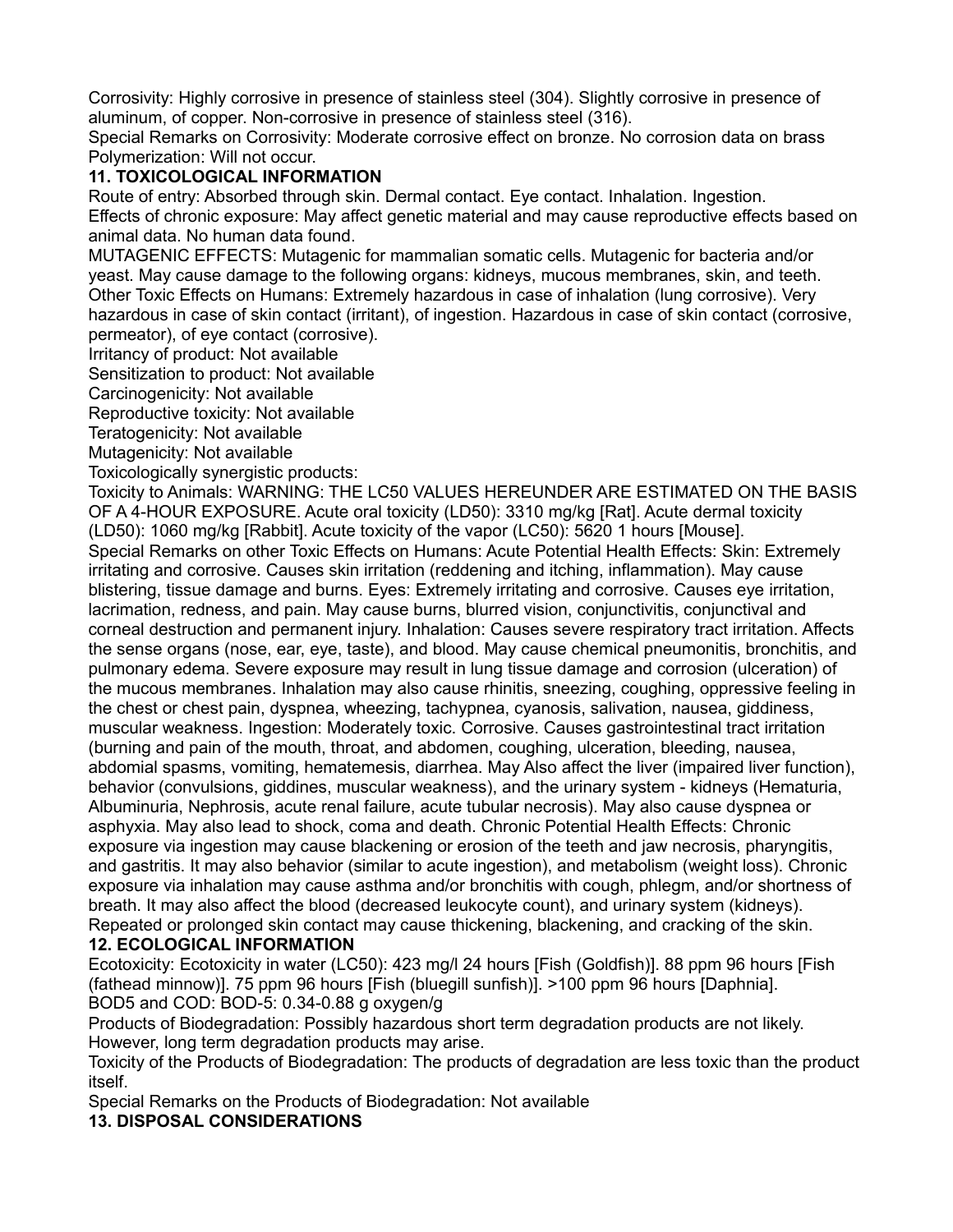Corrosivity: Highly corrosive in presence of stainless steel (304). Slightly corrosive in presence of aluminum, of copper. Non-corrosive in presence of stainless steel (316).
Special Remarks on Corrosivity: Moderate corrosive effect on bronze. No corrosion data on brass
Polymerization: Will not occur.

**11. TOXICOLOGICAL INFORMATION**

Route of entry: Absorbed through skin. Dermal contact. Eye contact. Inhalation. Ingestion.
Effects of chronic exposure: May affect genetic material and may cause reproductive effects based on animal data. No human data found.
MUTAGENIC EFFECTS: Mutagenic for mammalian somatic cells. Mutagenic for bacteria and/or yeast. May cause damage to the following organs: kidneys, mucous membranes, skin, and teeth.
Other Toxic Effects on Humans: Extremely hazardous in case of inhalation (lung corrosive). Very hazardous in case of skin contact (irritant), of ingestion. Hazardous in case of skin contact (corrosive, permeator), of eye contact (corrosive).
Irritancy of product: Not available
Sensitization to product: Not available
Carcinogenicity: Not available
Reproductive toxicity: Not available
Teratogenicity: Not available
Mutagenicity: Not available
Toxicologically synergistic products:
Toxicity to Animals: WARNING: THE LC50 VALUES HEREUNDER ARE ESTIMATED ON THE BASIS OF A 4-HOUR EXPOSURE. Acute oral toxicity (LD50): 3310 mg/kg [Rat]. Acute dermal toxicity (LD50): 1060 mg/kg [Rabbit]. Acute toxicity of the vapor (LC50): 5620 1 hours [Mouse].
Special Remarks on other Toxic Effects on Humans: Acute Potential Health Effects: Skin: Extremely irritating and corrosive. Causes skin irritation (reddening and itching, inflammation). May cause blistering, tissue damage and burns. Eyes: Extremely irritating and corrosive. Causes eye irritation, lacrimation, redness, and pain. May cause burns, blurred vision, conjunctivitis, conjunctival and corneal destruction and permanent injury. Inhalation: Causes severe respiratory tract irritation. Affects the sense organs (nose, ear, eye, taste), and blood. May cause chemical pneumonitis, bronchitis, and pulmonary edema. Severe exposure may result in lung tissue damage and corrosion (ulceration) of the mucous membranes. Inhalation may also cause rhinitis, sneezing, coughing, oppressive feeling in the chest or chest pain, dyspnea, wheezing, tachypnea, cyanosis, salivation, nausea, giddiness, muscular weakness. Ingestion: Moderately toxic. Corrosive. Causes gastrointestinal tract irritation (burning and pain of the mouth, throat, and abdomen, coughing, ulceration, bleeding, nausea, abdomial spasms, vomiting, hematemesis, diarrhea. May Also affect the liver (impaired liver function), behavior (convulsions, giddines, muscular weakness), and the urinary system - kidneys (Hematuria, Albuminuria, Nephrosis, acute renal failure, acute tubular necrosis). May also cause dyspnea or asphyxia. May also lead to shock, coma and death. Chronic Potential Health Effects: Chronic exposure via ingestion may cause blackening or erosion of the teeth and jaw necrosis, pharyngitis, and gastritis. It may also behavior (similar to acute ingestion), and metabolism (weight loss). Chronic exposure via inhalation may cause asthma and/or bronchitis with cough, phlegm, and/or shortness of breath. It may also affect the blood (decreased leukocyte count), and urinary system (kidneys). Repeated or prolonged skin contact may cause thickening, blackening, and cracking of the skin.

**12. ECOLOGICAL INFORMATION**

Ecotoxicity: Ecotoxicity in water (LC50): 423 mg/l 24 hours [Fish (Goldfish)]. 88 ppm 96 hours [Fish (fathead minnow)]. 75 ppm 96 hours [Fish (bluegill sunfish)]. >100 ppm 96 hours [Daphnia].
BOD5 and COD: BOD-5: 0.34-0.88 g oxygen/g
Products of Biodegradation: Possibly hazardous short term degradation products are not likely. However, long term degradation products may arise.
Toxicity of the Products of Biodegradation: The products of degradation are less toxic than the product itself.
Special Remarks on the Products of Biodegradation: Not available

**13. DISPOSAL CONSIDERATIONS**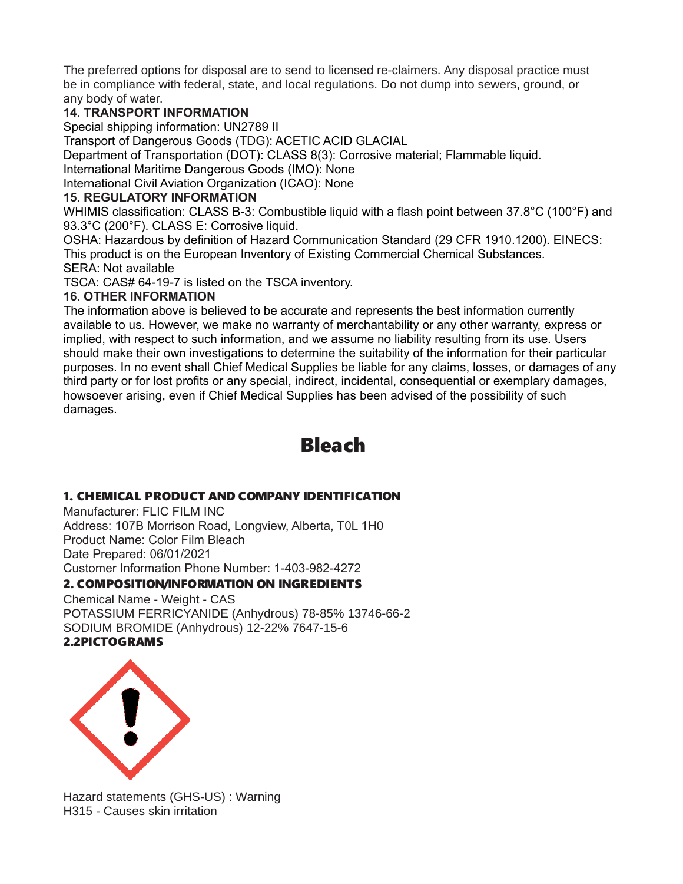The preferred options for disposal are to send to licensed re-claimers. Any disposal practice must be in compliance with federal, state, and local regulations. Do not dump into sewers, ground, or any body of water.

**14. TRANSPORT INFORMATION**

Special shipping information: UN2789 II

Transport of Dangerous Goods (TDG): ACETIC ACID GLACIAL

Department of Transportation (DOT): CLASS 8(3): Corrosive material; Flammable liquid.

International Maritime Dangerous Goods (IMO): None

International Civil Aviation Organization (ICAO): None

**15. REGULATORY INFORMATION**

WHIMIS classification: CLASS B-3: Combustible liquid with a flash point between 37.8°C (100°F) and 93.3°C (200°F). CLASS E: Corrosive liquid.

OSHA: Hazardous by definition of Hazard Communication Standard (29 CFR 1910.1200). EINECS: This product is on the European Inventory of Existing Commercial Chemical Substances.

SERA: Not available

TSCA: CAS# 64-19-7 is listed on the TSCA inventory.

**16. OTHER INFORMATION**

The information above is believed to be accurate and represents the best information currently available to us. However, we make no warranty of merchantability or any other warranty, express or implied, with respect to such information, and we assume no liability resulting from its use. Users should make their own investigations to determine the suitability of the information for their particular purposes. In no event shall Chief Medical Supplies be liable for any claims, losses, or damages of any third party or for lost profits or any special, indirect, incidental, consequential or exemplary damages, howsoever arising, even if Chief Medical Supplies has been advised of the possibility of such damages.

# Bleach

## 1. CHEMICAL PRODUCT AND COMPANY IDENTIFICATION

Manufacturer: FLIC FILM INC

Address: 107B Morrison Road, Longview, Alberta, T0L 1H0

Product Name: Color Film Bleach

Date Prepared: 06/01/2021

Customer Information Phone Number: 1-403-982-4272

## 2. COMPOSITION/INFORMATION ON INGREDIENTS

Chemical Name - Weight - CAS

POTASSIUM FERRICYANIDE (Anhydrous) 78-85% 13746-66-2

SODIUM BROMIDE (Anhydrous) 12-22% 7647-15-6

## 2.2PICTOGRAMS

Hazard statements (GHS-US) : Warning

H315 - Causes skin irritation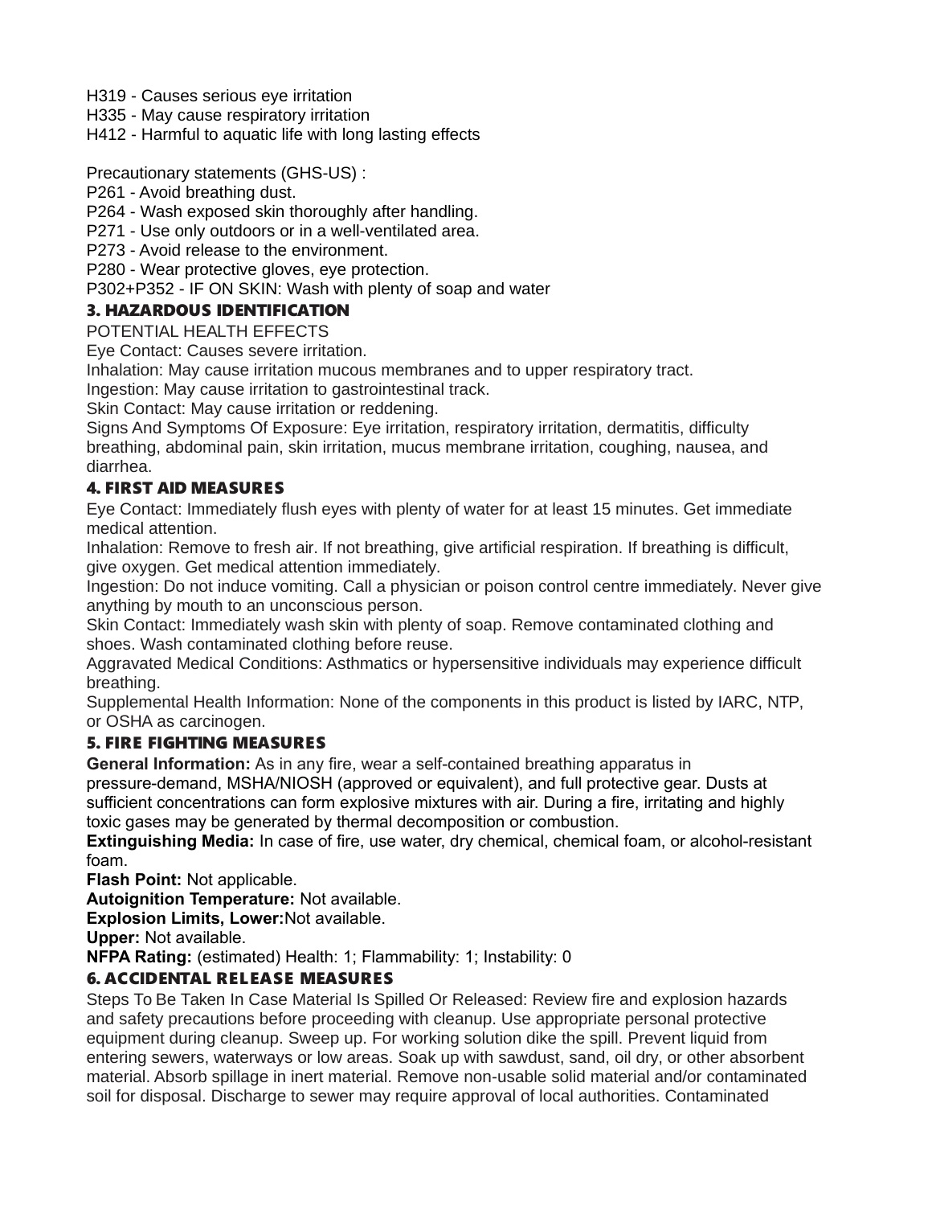H319 - Causes serious eye irritation
H335 - May cause respiratory irritation
H412 - Harmful to aquatic life with long lasting effects

Precautionary statements (GHS-US) :
P261 - Avoid breathing dust.
P264 - Wash exposed skin thoroughly after handling.
P271 - Use only outdoors or in a well-ventilated area.
P273 - Avoid release to the environment.
P280 - Wear protective gloves, eye protection.
P302+P352 - IF ON SKIN: Wash with plenty of soap and water

## 3. HAZARDOUS IDENTIFICATION

POTENTIAL HEALTH EFFECTS
Eye Contact: Causes severe irritation.
Inhalation: May cause irritation mucous membranes and to upper respiratory tract.
Ingestion: May cause irritation to gastrointestinal track.
Skin Contact: May cause irritation or reddening.
Signs And Symptoms Of Exposure: Eye irritation, respiratory irritation, dermatitis, difficulty breathing, abdominal pain, skin irritation, mucus membrane irritation, coughing, nausea, and diarrhea.

## 4. FIRST AID MEASURES

Eye Contact: Immediately flush eyes with plenty of water for at least 15 minutes. Get immediate medical attention.
Inhalation: Remove to fresh air. If not breathing, give artificial respiration. If breathing is difficult, give oxygen. Get medical attention immediately.
Ingestion: Do not induce vomiting. Call a physician or poison control centre immediately. Never give anything by mouth to an unconscious person.
Skin Contact: Immediately wash skin with plenty of soap. Remove contaminated clothing and shoes. Wash contaminated clothing before reuse.
Aggravated Medical Conditions: Asthmatics or hypersensitive individuals may experience difficult breathing.
Supplemental Health Information: None of the components in this product is listed by IARC, NTP, or OSHA as carcinogen.

## 5. FIRE FIGHTING MEASURES

**General Information:** As in any fire, wear a self-contained breathing apparatus in pressure-demand, MSHA/NIOSH (approved or equivalent), and full protective gear. Dusts at sufficient concentrations can form explosive mixtures with air. During a fire, irritating and highly toxic gases may be generated by thermal decomposition or combustion.
**Extinguishing Media:** In case of fire, use water, dry chemical, chemical foam, or alcohol-resistant foam.
**Flash Point:** Not applicable.
**Autoignition Temperature:** Not available.
**Explosion Limits, Lower:** Not available.
**Upper:** Not available.
**NFPA Rating:** (estimated) Health: 1; Flammability: 1; Instability: 0

## 6. ACCIDENTAL RELEASE MEASURES

Steps To Be Taken In Case Material Is Spilled Or Released: Review fire and explosion hazards and safety precautions before proceeding with cleanup. Use appropriate personal protective equipment during cleanup. Sweep up. For working solution dike the spill. Prevent liquid from entering sewers, waterways or low areas. Soak up with sawdust, sand, oil dry, or other absorbent material. Absorb spillage in inert material. Remove non-usable solid material and/or contaminated soil for disposal. Discharge to sewer may require approval of local authorities. Contaminated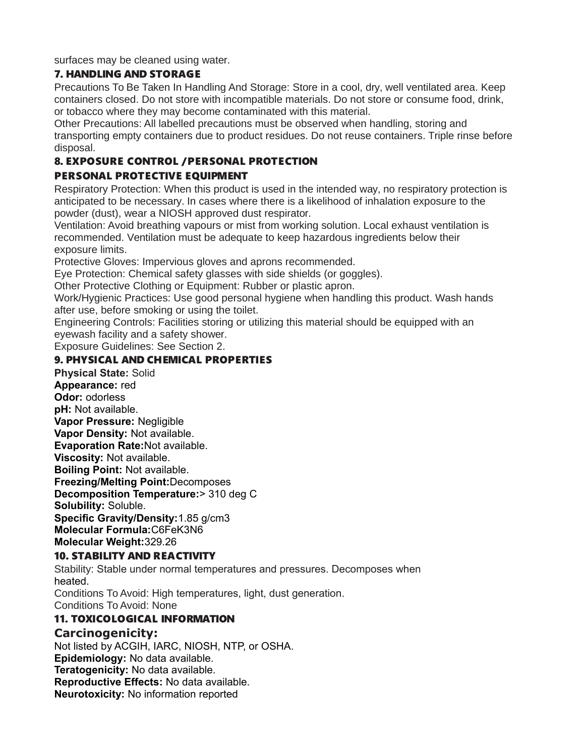surfaces may be cleaned using water.

## 7. HANDLING AND STORAGE

Precautions To Be Taken In Handling And Storage: Store in a cool, dry, well ventilated area. Keep containers closed. Do not store with incompatible materials. Do not store or consume food, drink, or tobacco where they may become contaminated with this material.

Other Precautions: All labelled precautions must be observed when handling, storing and transporting empty containers due to product residues. Do not reuse containers. Triple rinse before disposal.

## 8. EXPOSURE CONTROL /PERSONAL PROTECTION

### PERSONAL PROTECTIVE EQUIPMENT

Respiratory Protection: When this product is used in the intended way, no respiratory protection is anticipated to be necessary. In cases where there is a likelihood of inhalation exposure to the powder (dust), wear a NIOSH approved dust respirator.

Ventilation: Avoid breathing vapours or mist from working solution. Local exhaust ventilation is recommended. Ventilation must be adequate to keep hazardous ingredients below their exposure limits.

Protective Gloves: Impervious gloves and aprons recommended.

Eye Protection: Chemical safety glasses with side shields (or goggles).

Other Protective Clothing or Equipment: Rubber or plastic apron.

Work/Hygienic Practices: Use good personal hygiene when handling this product. Wash hands after use, before smoking or using the toilet.

Engineering Controls: Facilities storing or utilizing this material should be equipped with an eyewash facility and a safety shower.

Exposure Guidelines: See Section 2.

## 9. PHYSICAL AND CHEMICAL PROPERTIES

**Physical State:** Solid
**Appearance:** red
**Odor:** odorless
**pH:** Not available.
**Vapor Pressure:** Negligible
**Vapor Density:** Not available.
**Evaporation Rate:** Not available.
**Viscosity:** Not available.
**Boiling Point:** Not available.
**Freezing/Melting Point:** Decomposes
**Decomposition Temperature:** > 310 deg C
**Solubility:** Soluble.
**Specific Gravity/Density:** 1.85 g/cm3
**Molecular Formula:** $C_6FeK_3N_6$
**Molecular Weight:** 329.26

## 10. STABILITY AND REACTIVITY

Stability: Stable under normal temperatures and pressures. Decomposes when heated.

Conditions To Avoid: High temperatures, light, dust generation.

Conditions To Avoid: None

## 11. TOXICOLOGICAL INFORMATION

### Carcinogenicity:

Not listed by ACGIH, IARC, NIOSH, NTP, or OSHA.

**Epidemiology:** No data available.
**Teratogenicity:** No data available.
**Reproductive Effects:** No data available.
**Neurotoxicity:** No information reported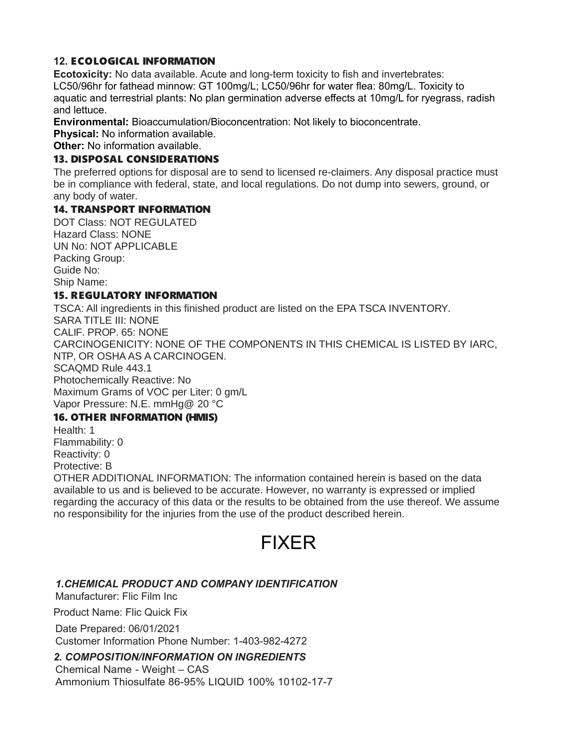### 12. ECOLOGICAL INFORMATION

**Ecotoxicity:** No data available. Acute and long-term toxicity to fish and invertebrates: LC50/96hr for fathead minnow: GT 100mg/L; LC50/96hr for water flea: 80mg/L. Toxicity to aquatic and terrestrial plants: No plan germination adverse effects at 10mg/L for ryegrass, radish and lettuce.

**Environmental:** Bioaccumulation/Bioconcentration: Not likely to bioconcentrate.

**Physical:** No information available.

**Other:** No information available.

### 13. DISPOSAL CONSIDERATIONS

The preferred options for disposal are to send to licensed re-claimers. Any disposal practice must be in compliance with federal, state, and local regulations. Do not dump into sewers, ground, or any body of water.

### 14. TRANSPORT INFORMATION

DOT Class: NOT REGULATED
Hazard Class: NONE
UN No: NOT APPLICABLE
Packing Group:
Guide No:
Ship Name:

### 15. REGULATORY INFORMATION

TSCA: All ingredients in this finished product are listed on the EPA TSCA INVENTORY.
SARA TITLE III: NONE
CALIF. PROP. 65: NONE
CARCINOGENICITY: NONE OF THE COMPONENTS IN THIS CHEMICAL IS LISTED BY IARC, NTP, OR OSHA AS A CARCINOGEN.
SCAQMD Rule 443.1
Photochemically Reactive: No
Maximum Grams of VOC per Liter: 0 gm/L
Vapor Pressure: N.E. mmHg@ 20 °C

### 16. OTHER INFORMATION (HMIS)

Health: 1
Flammability: 0
Reactivity: 0
Protective: B

OTHER ADDITIONAL INFORMATION: The information contained herein is based on the data available to us and is believed to be accurate. However, no warranty is expressed or implied regarding the accuracy of this data or the results to be obtained from the use thereof. We assume no responsibility for the injuries from the use of the product described herein.

# FIXER

### *1.CHEMICAL PRODUCT AND COMPANY IDENTIFICATION*

Manufacturer: Flic Film Inc

Product Name: Flic Quick Fix

Date Prepared: 06/01/2021
Customer Information Phone Number: 1-403-982-4272

### *2. COMPOSITION/INFORMATION ON INGREDIENTS*

Chemical Name - Weight – CAS
Ammonium Thiosulfate 86-95% LIQUID 100% 10102-17-7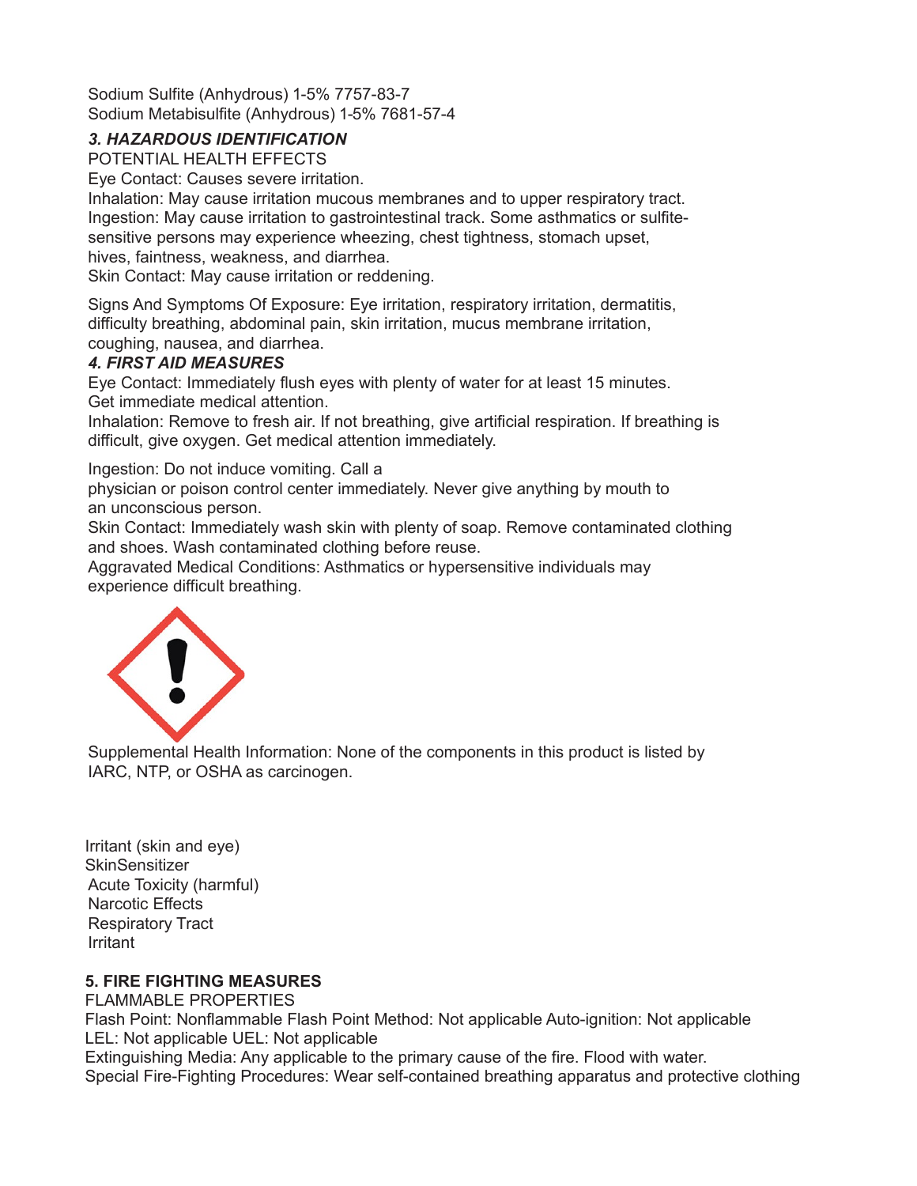Sodium Sulfite (Anhydrous) 1-5% 7757-83-7
Sodium Metabisulfite (Anhydrous) 1-5% 7681-57-4

### *3. HAZARDOUS IDENTIFICATION*

POTENTIAL HEALTH EFFECTS

Eye Contact: Causes severe irritation.

Inhalation: May cause irritation mucous membranes and to upper respiratory tract.

Ingestion: May cause irritation to gastrointestinal track. Some asthmatics or sulfite-sensitive persons may experience wheezing, chest tightness, stomach upset, hives, faintness, weakness, and diarrhea.

Skin Contact: May cause irritation or reddening.

Signs And Symptoms Of Exposure: Eye irritation, respiratory irritation, dermatitis, difficulty breathing, abdominal pain, skin irritation, mucus membrane irritation, coughing, nausea, and diarrhea.

### *4. FIRST AID MEASURES*

Eye Contact: Immediately flush eyes with plenty of water for at least 15 minutes. Get immediate medical attention.

Inhalation: Remove to fresh air. If not breathing, give artificial respiration. If breathing is difficult, give oxygen. Get medical attention immediately.

Ingestion: Do not induce vomiting. Call a physician or poison control center immediately. Never give anything by mouth to an unconscious person.

Skin Contact: Immediately wash skin with plenty of soap. Remove contaminated clothing and shoes. Wash contaminated clothing before reuse.

Aggravated Medical Conditions: Asthmatics or hypersensitive individuals may experience difficult breathing.

Supplemental Health Information: None of the components in this product is listed by IARC, NTP, or OSHA as carcinogen.

Irritant (skin and eye)
SkinSensitizer
Acute Toxicity (harmful)
Narcotic Effects
Respiratory Tract
Irritant

### **5. FIRE FIGHTING MEASURES**

FLAMMABLE PROPERTIES

Flash Point: Nonflammable Flash Point Method: Not applicable Auto-ignition: Not applicable

LEL: Not applicable UEL: Not applicable

Extinguishing Media: Any applicable to the primary cause of the fire. Flood with water.

Special Fire-Fighting Procedures: Wear self-contained breathing apparatus and protective clothing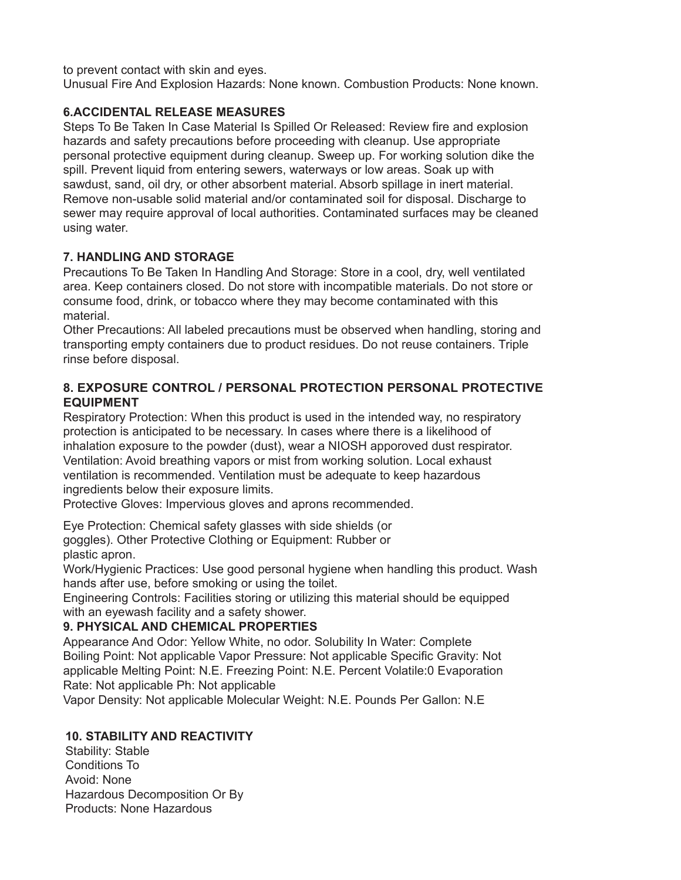to prevent contact with skin and eyes.
Unusual Fire And Explosion Hazards: None known. Combustion Products: None known.

## 6.ACCIDENTAL RELEASE MEASURES

Steps To Be Taken In Case Material Is Spilled Or Released: Review fire and explosion hazards and safety precautions before proceeding with cleanup. Use appropriate personal protective equipment during cleanup. Sweep up. For working solution dike the spill. Prevent liquid from entering sewers, waterways or low areas. Soak up with sawdust, sand, oil dry, or other absorbent material. Absorb spillage in inert material. Remove non-usable solid material and/or contaminated soil for disposal. Discharge to sewer may require approval of local authorities. Contaminated surfaces may be cleaned using water.

## 7. HANDLING AND STORAGE

Precautions To Be Taken In Handling And Storage: Store in a cool, dry, well ventilated area. Keep containers closed. Do not store with incompatible materials. Do not store or consume food, drink, or tobacco where they may become contaminated with this material.
Other Precautions: All labeled precautions must be observed when handling, storing and transporting empty containers due to product residues. Do not reuse containers. Triple rinse before disposal.

## 8. EXPOSURE CONTROL / PERSONAL PROTECTION PERSONAL PROTECTIVE EQUIPMENT

Respiratory Protection: When this product is used in the intended way, no respiratory protection is anticipated to be necessary. In cases where there is a likelihood of inhalation exposure to the powder (dust), wear a NIOSH apporoved dust respirator.
Ventilation: Avoid breathing vapors or mist from working solution. Local exhaust ventilation is recommended. Ventilation must be adequate to keep hazardous ingredients below their exposure limits.
Protective Gloves: Impervious gloves and aprons recommended.

Eye Protection: Chemical safety glasses with side shields (or goggles). Other Protective Clothing or Equipment: Rubber or plastic apron.
Work/Hygienic Practices: Use good personal hygiene when handling this product. Wash hands after use, before smoking or using the toilet.
Engineering Controls: Facilities storing or utilizing this material should be equipped with an eyewash facility and a safety shower.

## 9. PHYSICAL AND CHEMICAL PROPERTIES

Appearance And Odor: Yellow White, no odor. Solubility In Water: Complete
Boiling Point: Not applicable Vapor Pressure: Not applicable Specific Gravity: Not applicable Melting Point: N.E. Freezing Point: N.E. Percent Volatile:0 Evaporation Rate: Not applicable Ph: Not applicable
Vapor Density: Not applicable Molecular Weight: N.E. Pounds Per Gallon: N.E

## 10. STABILITY AND REACTIVITY

Stability: Stable
Conditions To Avoid: None
Hazardous Decomposition Or By Products: None Hazardous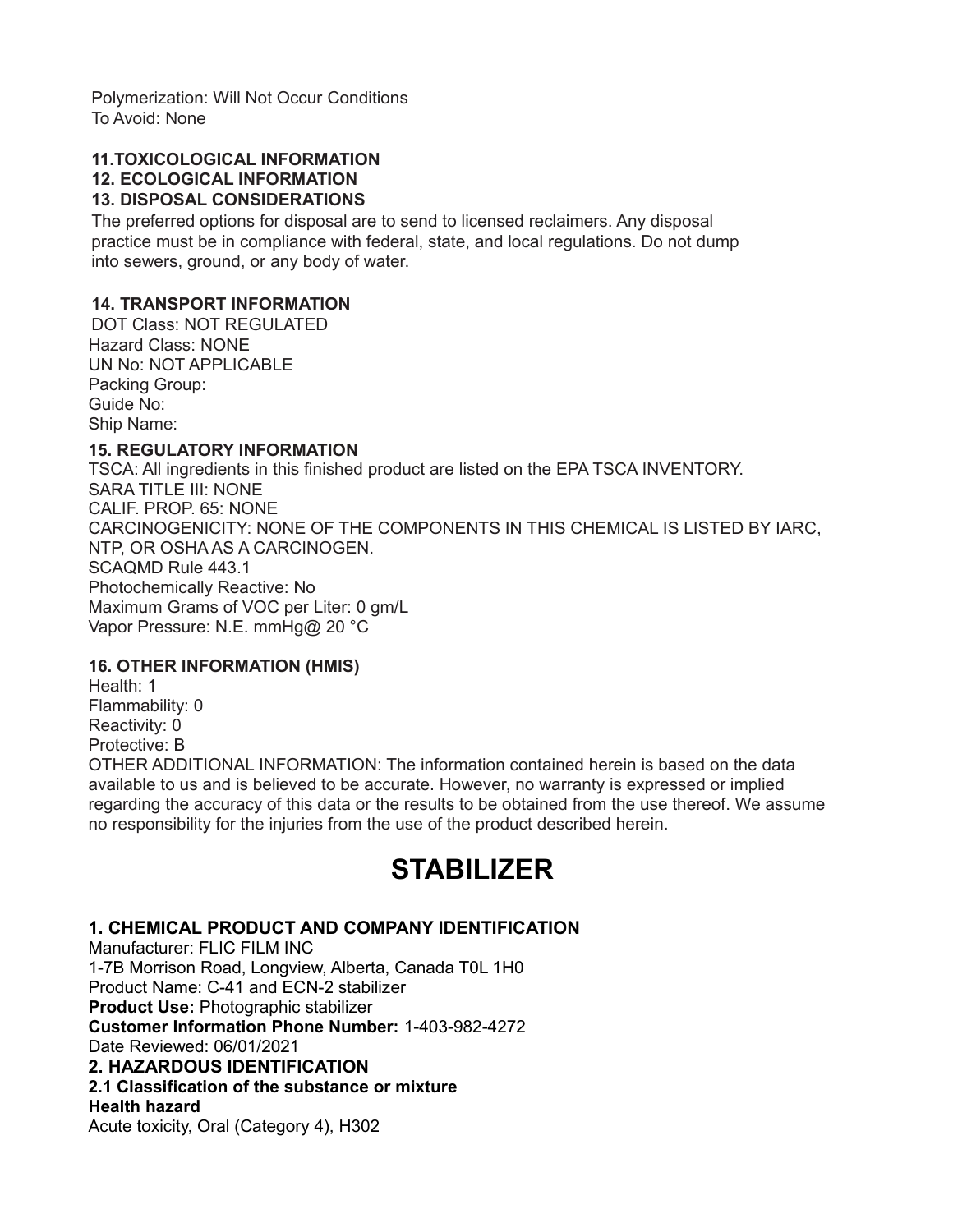Polymerization: Will Not Occur Conditions
To Avoid: None

**11.TOXICOLOGICAL INFORMATION**
**12. ECOLOGICAL INFORMATION**
**13. DISPOSAL CONSIDERATIONS**

The preferred options for disposal are to send to licensed reclaimers. Any disposal practice must be in compliance with federal, state, and local regulations. Do not dump into sewers, ground, or any body of water.

**14. TRANSPORT INFORMATION**

DOT Class: NOT REGULATED
Hazard Class: NONE
UN No: NOT APPLICABLE
Packing Group:
Guide No:
Ship Name:

**15. REGULATORY INFORMATION**

TSCA: All ingredients in this finished product are listed on the EPA TSCA INVENTORY.
SARA TITLE III: NONE
CALIF. PROP. 65: NONE
CARCINOGENICITY: NONE OF THE COMPONENTS IN THIS CHEMICAL IS LISTED BY IARC, NTP, OR OSHA AS A CARCINOGEN.
SCAQMD Rule 443.1
Photochemically Reactive: No
Maximum Grams of VOC per Liter: 0 gm/L
Vapor Pressure: N.E. mmHg@ 20 °C

**16. OTHER INFORMATION (HMIS)**

Health: 1
Flammability: 0
Reactivity: 0
Protective: B
OTHER ADDITIONAL INFORMATION: The information contained herein is based on the data available to us and is believed to be accurate. However, no warranty is expressed or implied regarding the accuracy of this data or the results to be obtained from the use thereof. We assume no responsibility for the injuries from the use of the product described herein.

# STABILIZER

**1. CHEMICAL PRODUCT AND COMPANY IDENTIFICATION**

Manufacturer: FLIC FILM INC
1-7B Morrison Road, Longview, Alberta, Canada T0L 1H0
Product Name: C-41 and ECN-2 stabilizer
**Product Use:** Photographic stabilizer
**Customer Information Phone Number:** 1-403-982-4272
Date Reviewed: 06/01/2021

**2. HAZARDOUS IDENTIFICATION**

**2.1 Classification of the substance or mixture**

**Health hazard**

Acute toxicity, Oral (Category 4), H302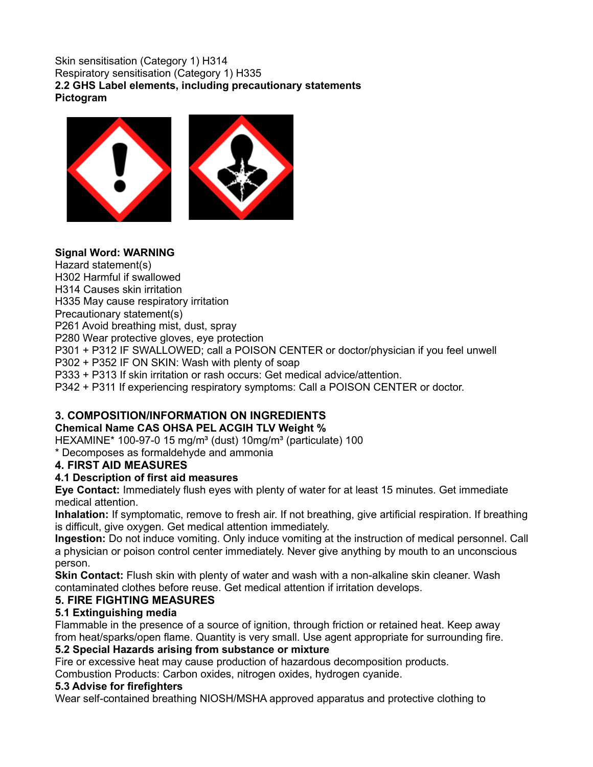Skin sensitisation (Category 1) H314
Respiratory sensitisation (Category 1) H335

**2.2 GHS Label elements, including precautionary statements**

**Pictogram**

**Signal Word: WARNING**

Hazard statement(s)

H302 Harmful if swallowed

H314 Causes skin irritation

H335 May cause respiratory irritation

Precautionary statement(s)

P261 Avoid breathing mist, dust, spray

P280 Wear protective gloves, eye protection

P301 + P312 IF SWALLOWED; call a POISON CENTER or doctor/physician if you feel unwell

P302 + P352 IF ON SKIN: Wash with plenty of soap

P333 + P313 If skin irritation or rash occurs: Get medical advice/attention.

P342 + P311 If experiencing respiratory symptoms: Call a POISON CENTER or doctor.

## 3. COMPOSITION/INFORMATION ON INGREDIENTS

| Chemical Name | CAS | OHSA PEL | ACGIH TLV | Weight % |
|---|---|---|---|---|
| HEXAMINE* | 100-97-0 | 15 mg/m³ (dust) | 10mg/m³ (particulate) | 100 |

* Decomposes as formaldehyde and ammonia

## 4. FIRST AID MEASURES

### 4.1 Description of first aid measures

**Eye Contact:** Immediately flush eyes with plenty of water for at least 15 minutes. Get immediate medical attention.

**Inhalation:** If symptomatic, remove to fresh air. If not breathing, give artificial respiration. If breathing is difficult, give oxygen. Get medical attention immediately.

**Ingestion:** Do not induce vomiting. Only induce vomiting at the instruction of medical personnel. Call a physician or poison control center immediately. Never give anything by mouth to an unconscious person.

**Skin Contact:** Flush skin with plenty of water and wash with a non-alkaline skin cleaner. Wash contaminated clothes before reuse. Get medical attention if irritation develops.

## 5. FIRE FIGHTING MEASURES

### 5.1 Extinguishing media

Flammable in the presence of a source of ignition, through friction or retained heat. Keep away from heat/sparks/open flame. Quantity is very small. Use agent appropriate for surrounding fire.

### 5.2 Special Hazards arising from substance or mixture

Fire or excessive heat may cause production of hazardous decomposition products.
Combustion Products: Carbon oxides, nitrogen oxides, hydrogen cyanide.

### 5.3 Advise for firefighters

Wear self-contained breathing NIOSH/MSHA approved apparatus and protective clothing to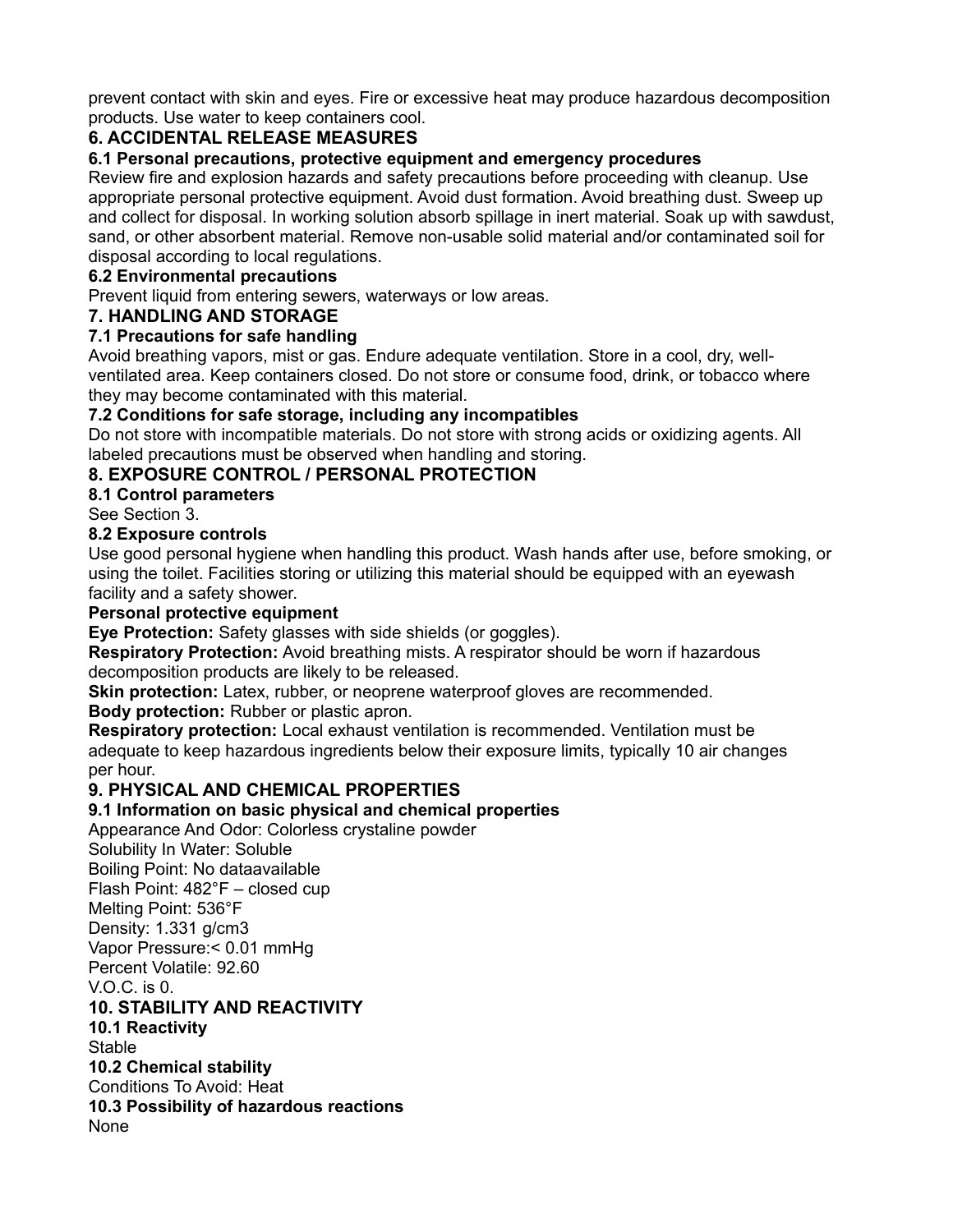prevent contact with skin and eyes. Fire or excessive heat may produce hazardous decomposition products. Use water to keep containers cool.

## 6. ACCIDENTAL RELEASE MEASURES

### 6.1 Personal precautions, protective equipment and emergency procedures

Review fire and explosion hazards and safety precautions before proceeding with cleanup. Use appropriate personal protective equipment. Avoid dust formation. Avoid breathing dust. Sweep up and collect for disposal. In working solution absorb spillage in inert material. Soak up with sawdust, sand, or other absorbent material. Remove non-usable solid material and/or contaminated soil for disposal according to local regulations.

### 6.2 Environmental precautions

Prevent liquid from entering sewers, waterways or low areas.

## 7. HANDLING AND STORAGE

### 7.1 Precautions for safe handling

Avoid breathing vapors, mist or gas. Endure adequate ventilation. Store in a cool, dry, well-ventilated area. Keep containers closed. Do not store or consume food, drink, or tobacco where they may become contaminated with this material.

### 7.2 Conditions for safe storage, including any incompatibles

Do not store with incompatible materials. Do not store with strong acids or oxidizing agents. All labeled precautions must be observed when handling and storing.

## 8. EXPOSURE CONTROL / PERSONAL PROTECTION

### 8.1 Control parameters

See Section 3.

### 8.2 Exposure controls

Use good personal hygiene when handling this product. Wash hands after use, before smoking, or using the toilet. Facilities storing or utilizing this material should be equipped with an eyewash facility and a safety shower.

**Personal protective equipment**

**Eye Protection:** Safety glasses with side shields (or goggles).

**Respiratory Protection:** Avoid breathing mists. A respirator should be worn if hazardous decomposition products are likely to be released.

**Skin protection:** Latex, rubber, or neoprene waterproof gloves are recommended.

**Body protection:** Rubber or plastic apron.

**Respiratory protection:** Local exhaust ventilation is recommended. Ventilation must be adequate to keep hazardous ingredients below their exposure limits, typically 10 air changes per hour.

## 9. PHYSICAL AND CHEMICAL PROPERTIES

### 9.1 Information on basic physical and chemical properties

Appearance And Odor: Colorless crystaline powder
Solubility In Water: Soluble
Boiling Point: No dataavailable
Flash Point: 482°F – closed cup
Melting Point: 536°F
Density: 1.331 g/cm3
Vapor Pressure:< 0.01 mmHg
Percent Volatile: 92.60
V.O.C. is 0.

## 10. STABILITY AND REACTIVITY

### 10.1 Reactivity

Stable

### 10.2 Chemical stability

Conditions To Avoid: Heat

### 10.3 Possibility of hazardous reactions

None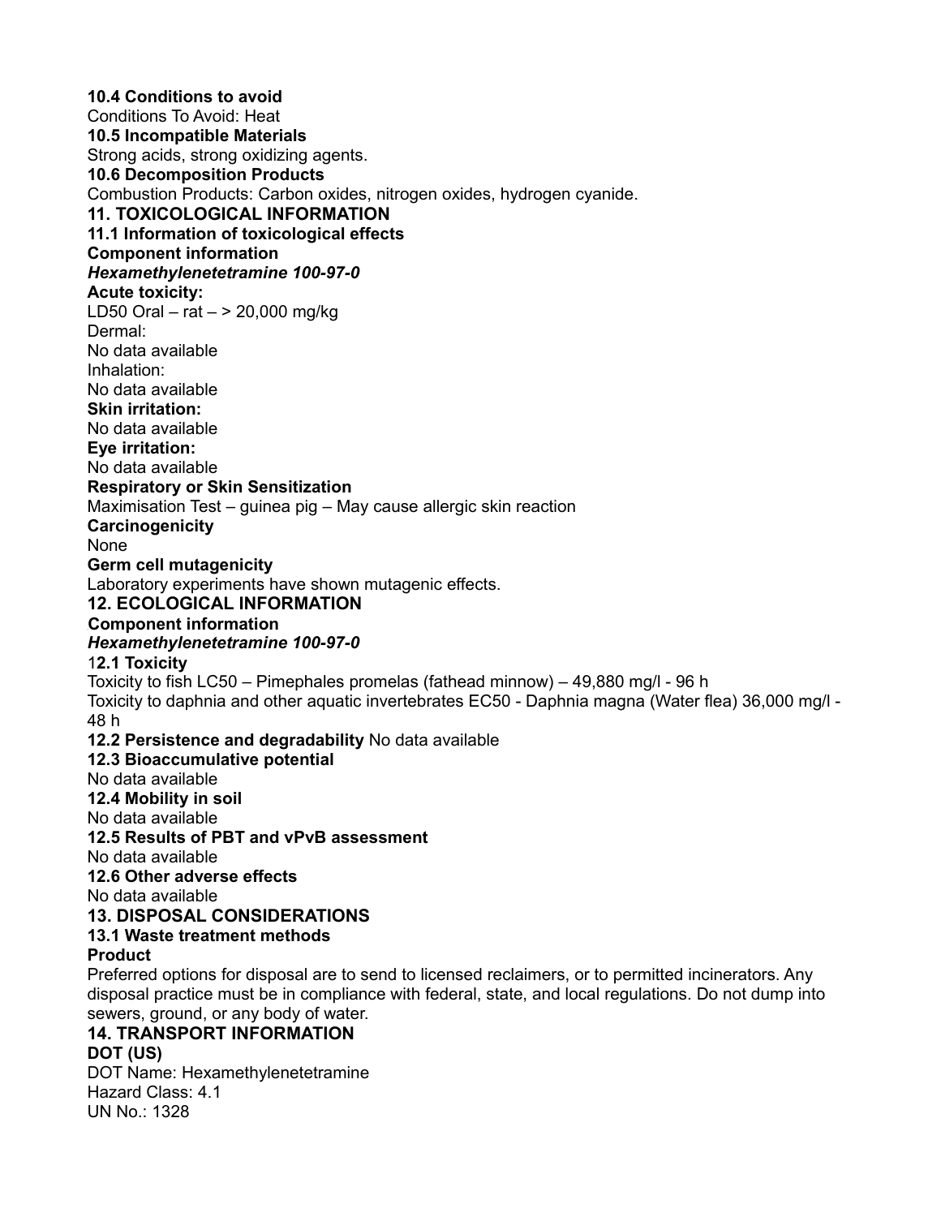**10.4 Conditions to avoid**
Conditions To Avoid: Heat
**10.5 Incompatible Materials**
Strong acids, strong oxidizing agents.
**10.6 Decomposition Products**
Combustion Products: Carbon oxides, nitrogen oxides, hydrogen cyanide.

## 11. TOXICOLOGICAL INFORMATION

**11.1 Information of toxicological effects**
**Component information**
***Hexamethylenetetramine 100-97-0***
**Acute toxicity:**
LD50 Oral – rat – > 20,000 mg/kg
Dermal:
No data available
Inhalation:
No data available
**Skin irritation:**
No data available
**Eye irritation:**
No data available
**Respiratory or Skin Sensitization**
Maximisation Test – guinea pig – May cause allergic skin reaction
**Carcinogenicity**
None
**Germ cell mutagenicity**
Laboratory experiments have shown mutagenic effects.

## 12. ECOLOGICAL INFORMATION

**Component information**
***Hexamethylenetetramine 100-97-0***
1**2.1 Toxicity**
Toxicity to fish LC50 – Pimephales promelas (fathead minnow) – 49,880 mg/l - 96 h
Toxicity to daphnia and other aquatic invertebrates EC50 - Daphnia magna (Water flea) 36,000 mg/l - 48 h
**12.2 Persistence and degradability** No data available
**12.3 Bioaccumulative potential**
No data available
**12.4 Mobility in soil**
No data available
**12.5 Results of PBT and vPvB assessment**
No data available
**12.6 Other adverse effects**
No data available

## 13. DISPOSAL CONSIDERATIONS

**13.1 Waste treatment methods**
**Product**
Preferred options for disposal are to send to licensed reclaimers, or to permitted incinerators. Any disposal practice must be in compliance with federal, state, and local regulations. Do not dump into sewers, ground, or any body of water.

## 14. TRANSPORT INFORMATION

**DOT (US)**
DOT Name: Hexamethylenetetramine
Hazard Class: 4.1
UN No.: 1328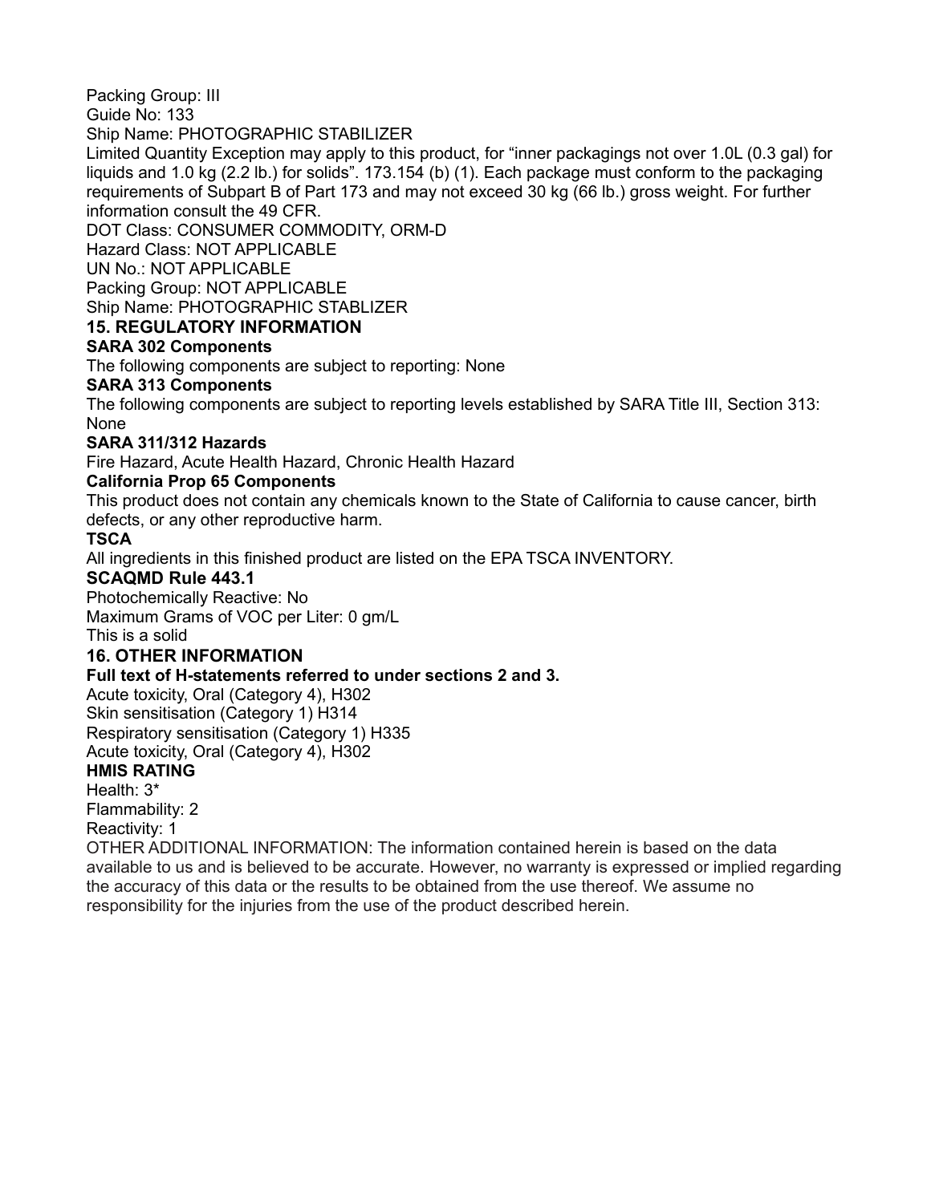Packing Group: III

Guide No: 133

Ship Name: PHOTOGRAPHIC STABILIZER

Limited Quantity Exception may apply to this product, for "inner packagings not over 1.0L (0.3 gal) for liquids and 1.0 kg (2.2 lb.) for solids". 173.154 (b) (1). Each package must conform to the packaging requirements of Subpart B of Part 173 and may not exceed 30 kg (66 lb.) gross weight. For further information consult the 49 CFR.

DOT Class: CONSUMER COMMODITY, ORM-D

Hazard Class: NOT APPLICABLE

UN No.: NOT APPLICABLE

Packing Group: NOT APPLICABLE

Ship Name: PHOTOGRAPHIC STABLIZER

## 15. REGULATORY INFORMATION

**SARA 302 Components**

The following components are subject to reporting: None

**SARA 313 Components**

The following components are subject to reporting levels established by SARA Title III, Section 313: None

**SARA 311/312 Hazards**

Fire Hazard, Acute Health Hazard, Chronic Health Hazard

**California Prop 65 Components**

This product does not contain any chemicals known to the State of California to cause cancer, birth defects, or any other reproductive harm.

**TSCA**

All ingredients in this finished product are listed on the EPA TSCA INVENTORY.

**SCAQMD Rule 443.1**

Photochemically Reactive: No

Maximum Grams of VOC per Liter: 0 gm/L

This is a solid

## 16. OTHER INFORMATION

**Full text of H-statements referred to under sections 2 and 3.**

Acute toxicity, Oral (Category 4), H302

Skin sensitisation (Category 1) H314

Respiratory sensitisation (Category 1) H335

Acute toxicity, Oral (Category 4), H302

**HMIS RATING**

Health: 3*

Flammability: 2

Reactivity: 1

OTHER ADDITIONAL INFORMATION: The information contained herein is based on the data available to us and is believed to be accurate. However, no warranty is expressed or implied regarding the accuracy of this data or the results to be obtained from the use thereof. We assume no responsibility for the injuries from the use of the product described herein.